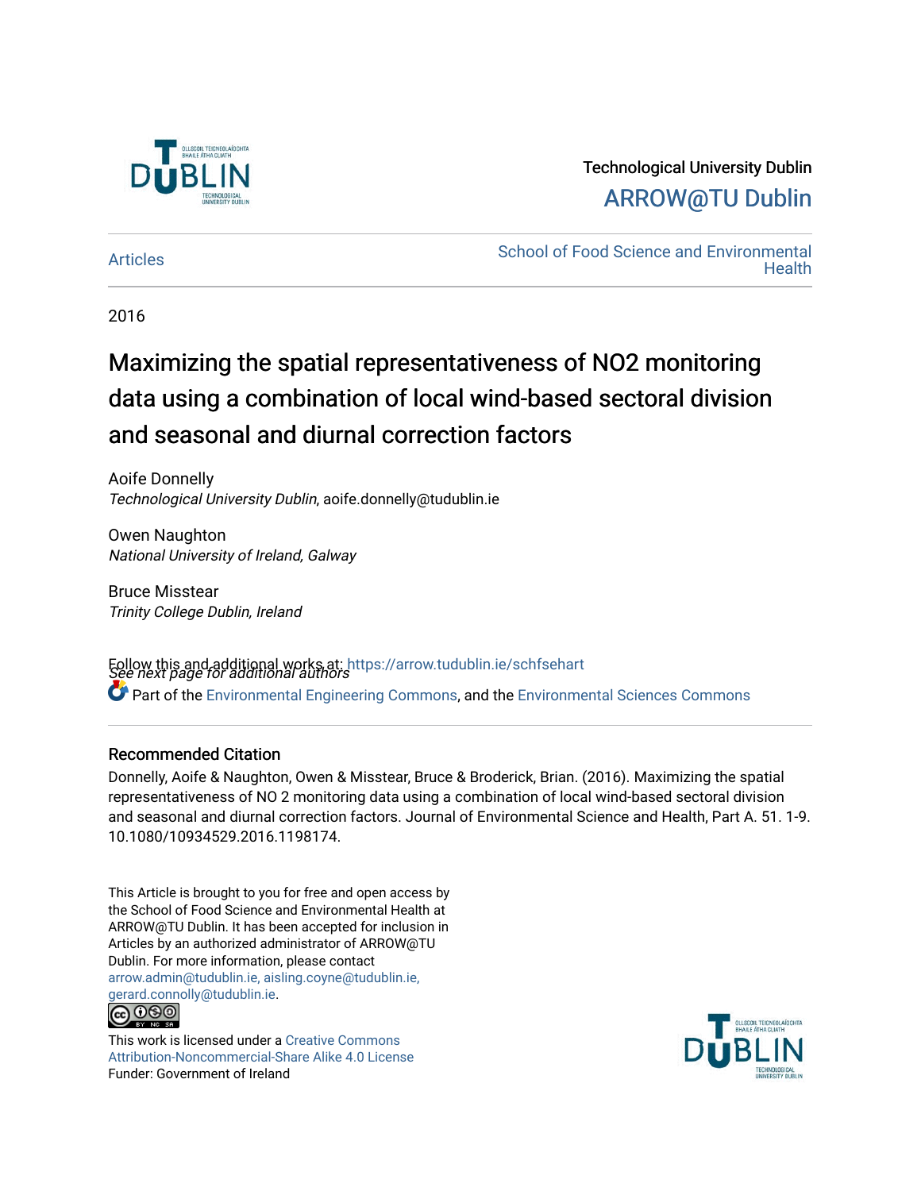Technological University Dublin

ARROW@TU Dublin

Articles

School of Food Science and Environmental Health

2016

# Maximizing the spatial representativeness of NO2 monitoring data using a combination of local wind-based sectoral division and seasonal and diurnal correction factors

Aoife Donnelly
*Technological University Dublin*, aoife.donnelly@tudublin.ie

Owen Naughton
*National University of Ireland, Galway*

Bruce Misstear
*Trinity College Dublin, Ireland*

*See next page for additional authors*

Follow this and additional works at: https://arrow.tudublin.ie/schfsehart

Part of the Environmental Engineering Commons, and the Environmental Sciences Commons

## Recommended Citation

Donnelly, Aoife & Naughton, Owen & Misstear, Bruce & Broderick, Brian. (2016). Maximizing the spatial representativeness of NO 2 monitoring data using a combination of local wind-based sectoral division and seasonal and diurnal correction factors. Journal of Environmental Science and Health, Part A. 51. 1-9. 10.1080/10934529.2016.1198174.

This Article is brought to you for free and open access by the School of Food Science and Environmental Health at ARROW@TU Dublin. It has been accepted for inclusion in Articles by an authorized administrator of ARROW@TU Dublin. For more information, please contact arrow.admin@tudublin.ie, aisling.coyne@tudublin.ie, gerard.connolly@tudublin.ie.

This work is licensed under a Creative Commons Attribution-Noncommercial-Share Alike 4.0 License

Funder: Government of Ireland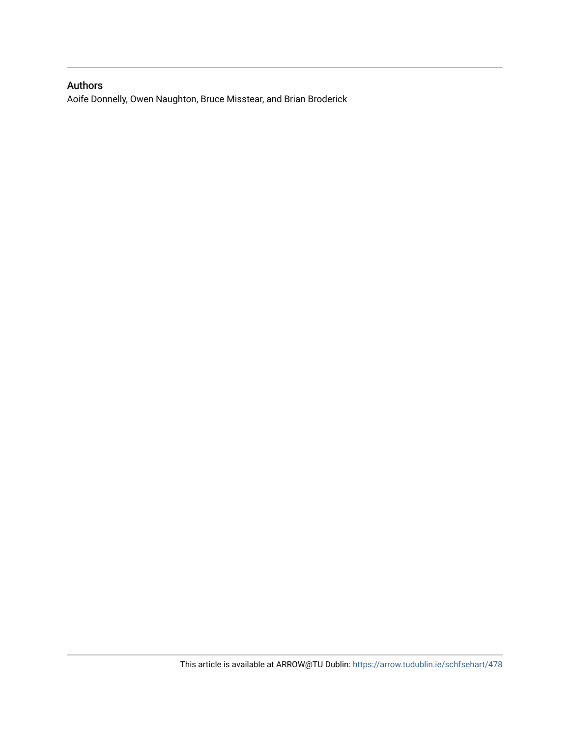## Authors

Aoife Donnelly, Owen Naughton, Bruce Misstear, and Brian Broderick

This article is available at ARROW@TU Dublin: https://arrow.tudublin.ie/schfsehart/478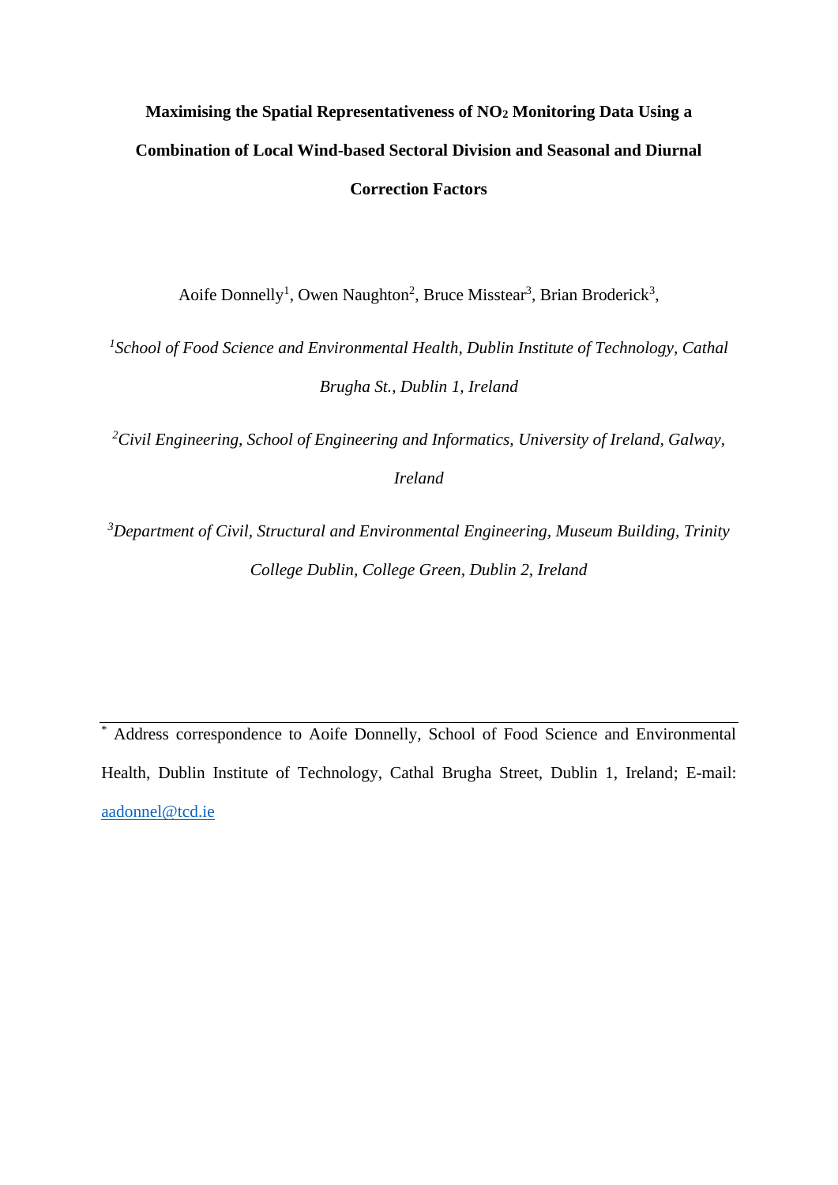# Maximising the Spatial Representativeness of $NO_2$ Monitoring Data Using a Combination of Local Wind-based Sectoral Division and Seasonal and Diurnal Correction Factors

Aoife Donnelly[1], Owen Naughton[2], Bruce Misstear[3], Brian Broderick[3],

[1]*School of Food Science and Environmental Health, Dublin Institute of Technology, Cathal Brugha St., Dublin 1, Ireland*

[2]*Civil Engineering, School of Engineering and Informatics, University of Ireland, Galway, Ireland*

[3]*Department of Civil, Structural and Environmental Engineering, Museum Building, Trinity College Dublin, College Green, Dublin 2, Ireland*

---

[*] Address correspondence to Aoife Donnelly, School of Food Science and Environmental Health, Dublin Institute of Technology, Cathal Brugha Street, Dublin 1, Ireland; E-mail: aadonnel@tcd.ie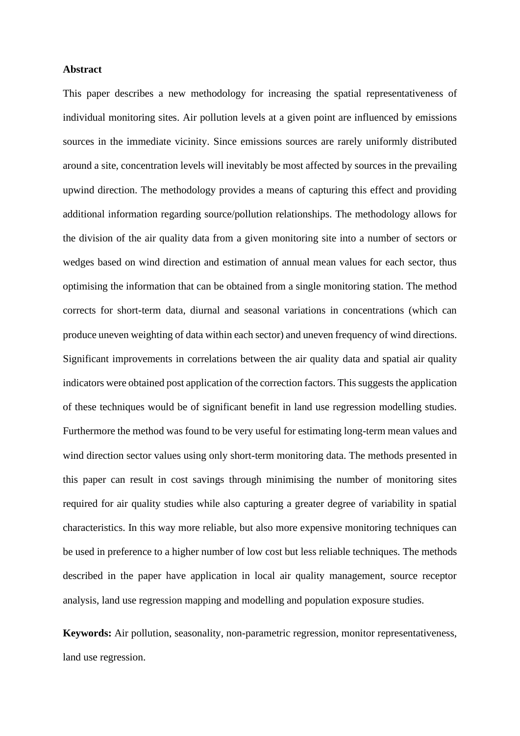**Abstract**

This paper describes a new methodology for increasing the spatial representativeness of individual monitoring sites. Air pollution levels at a given point are influenced by emissions sources in the immediate vicinity. Since emissions sources are rarely uniformly distributed around a site, concentration levels will inevitably be most affected by sources in the prevailing upwind direction. The methodology provides a means of capturing this effect and providing additional information regarding source/pollution relationships. The methodology allows for the division of the air quality data from a given monitoring site into a number of sectors or wedges based on wind direction and estimation of annual mean values for each sector, thus optimising the information that can be obtained from a single monitoring station. The method corrects for short-term data, diurnal and seasonal variations in concentrations (which can produce uneven weighting of data within each sector) and uneven frequency of wind directions. Significant improvements in correlations between the air quality data and spatial air quality indicators were obtained post application of the correction factors. This suggests the application of these techniques would be of significant benefit in land use regression modelling studies. Furthermore the method was found to be very useful for estimating long-term mean values and wind direction sector values using only short-term monitoring data. The methods presented in this paper can result in cost savings through minimising the number of monitoring sites required for air quality studies while also capturing a greater degree of variability in spatial characteristics. In this way more reliable, but also more expensive monitoring techniques can be used in preference to a higher number of low cost but less reliable techniques. The methods described in the paper have application in local air quality management, source receptor analysis, land use regression mapping and modelling and population exposure studies.

**Keywords:** Air pollution, seasonality, non-parametric regression, monitor representativeness, land use regression.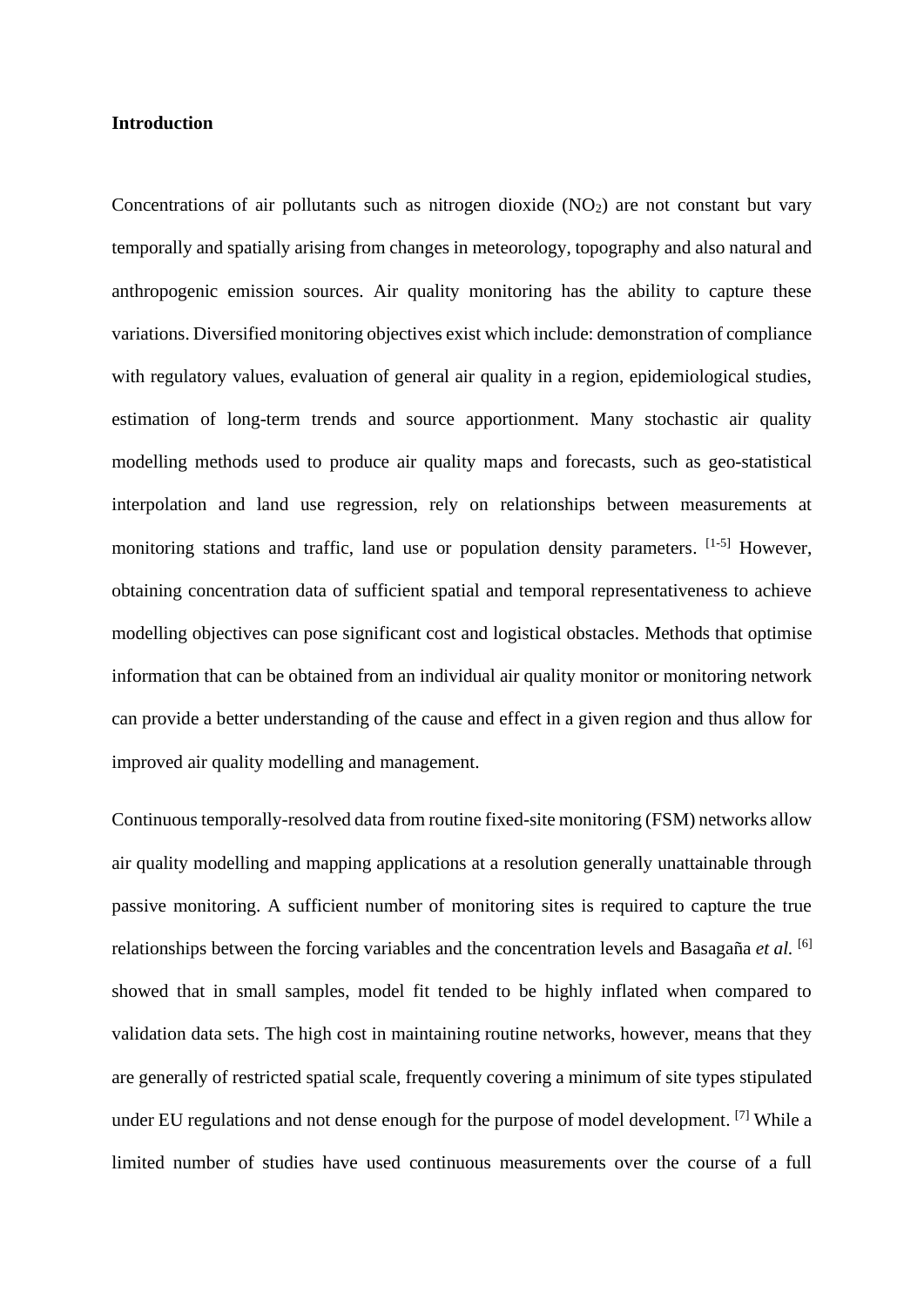**Introduction**

Concentrations of air pollutants such as nitrogen dioxide ($NO_2$) are not constant but vary temporally and spatially arising from changes in meteorology, topography and also natural and anthropogenic emission sources. Air quality monitoring has the ability to capture these variations. Diversified monitoring objectives exist which include: demonstration of compliance with regulatory values, evaluation of general air quality in a region, epidemiological studies, estimation of long-term trends and source apportionment. Many stochastic air quality modelling methods used to produce air quality maps and forecasts, such as geo-statistical interpolation and land use regression, rely on relationships between measurements at monitoring stations and traffic, land use or population density parameters. [1-5] However, obtaining concentration data of sufficient spatial and temporal representativeness to achieve modelling objectives can pose significant cost and logistical obstacles. Methods that optimise information that can be obtained from an individual air quality monitor or monitoring network can provide a better understanding of the cause and effect in a given region and thus allow for improved air quality modelling and management.

Continuous temporally-resolved data from routine fixed-site monitoring (FSM) networks allow air quality modelling and mapping applications at a resolution generally unattainable through passive monitoring. A sufficient number of monitoring sites is required to capture the true relationships between the forcing variables and the concentration levels and Basagaña *et al.* [6] showed that in small samples, model fit tended to be highly inflated when compared to validation data sets. The high cost in maintaining routine networks, however, means that they are generally of restricted spatial scale, frequently covering a minimum of site types stipulated under EU regulations and not dense enough for the purpose of model development. [7] While a limited number of studies have used continuous measurements over the course of a full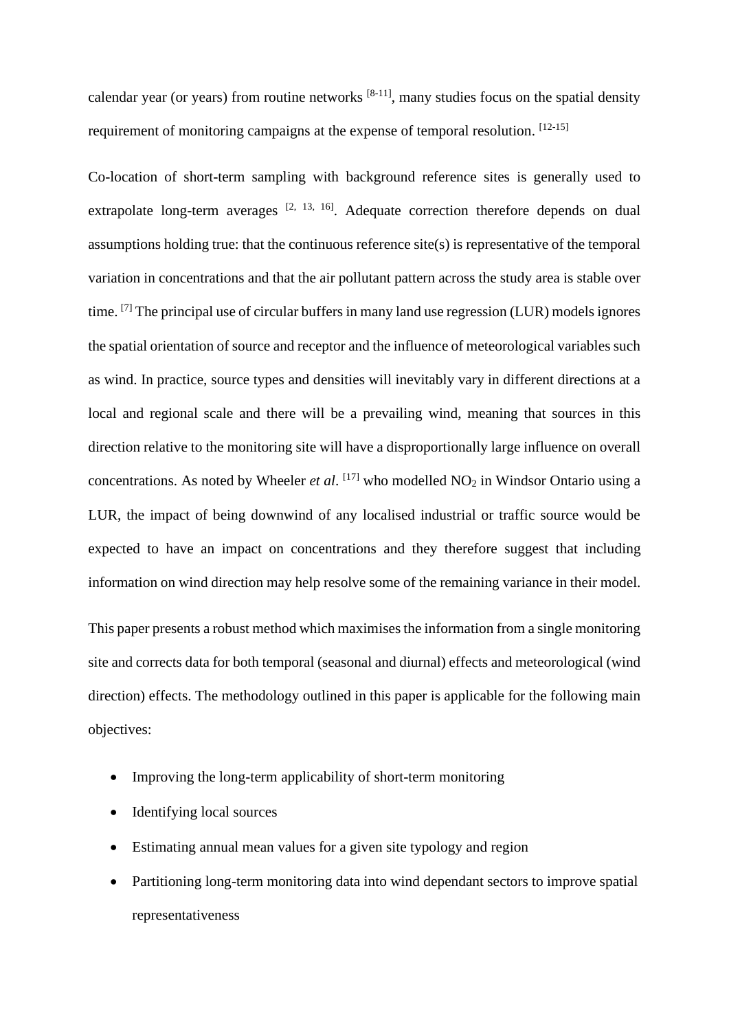calendar year (or years) from routine networks [8-11], many studies focus on the spatial density requirement of monitoring campaigns at the expense of temporal resolution. [12-15]

Co-location of short-term sampling with background reference sites is generally used to extrapolate long-term averages [2, 13, 16]. Adequate correction therefore depends on dual assumptions holding true: that the continuous reference site(s) is representative of the temporal variation in concentrations and that the air pollutant pattern across the study area is stable over time. [7] The principal use of circular buffers in many land use regression (LUR) models ignores the spatial orientation of source and receptor and the influence of meteorological variables such as wind. In practice, source types and densities will inevitably vary in different directions at a local and regional scale and there will be a prevailing wind, meaning that sources in this direction relative to the monitoring site will have a disproportionally large influence on overall concentrations. As noted by Wheeler *et al*. [17] who modelled $NO_2$ in Windsor Ontario using a LUR, the impact of being downwind of any localised industrial or traffic source would be expected to have an impact on concentrations and they therefore suggest that including information on wind direction may help resolve some of the remaining variance in their model.

This paper presents a robust method which maximises the information from a single monitoring site and corrects data for both temporal (seasonal and diurnal) effects and meteorological (wind direction) effects. The methodology outlined in this paper is applicable for the following main objectives:

- Improving the long-term applicability of short-term monitoring
- Identifying local sources
- Estimating annual mean values for a given site typology and region
- Partitioning long-term monitoring data into wind dependant sectors to improve spatial representativeness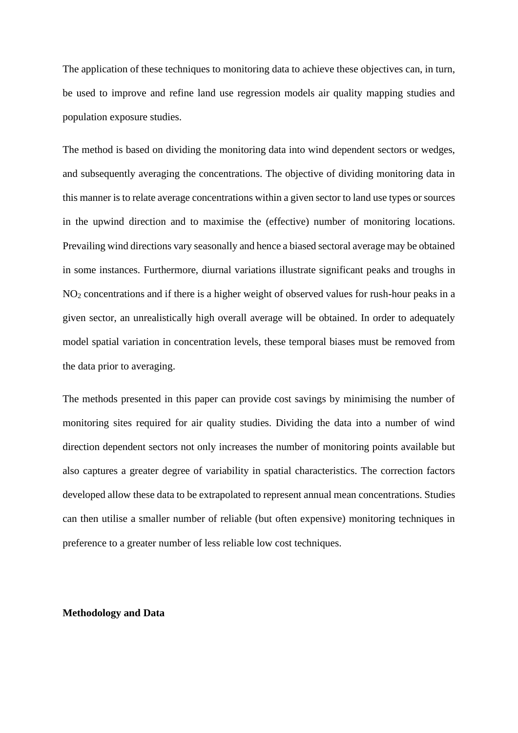The application of these techniques to monitoring data to achieve these objectives can, in turn, be used to improve and refine land use regression models air quality mapping studies and population exposure studies.

The method is based on dividing the monitoring data into wind dependent sectors or wedges, and subsequently averaging the concentrations. The objective of dividing monitoring data in this manner is to relate average concentrations within a given sector to land use types or sources in the upwind direction and to maximise the (effective) number of monitoring locations. Prevailing wind directions vary seasonally and hence a biased sectoral average may be obtained in some instances. Furthermore, diurnal variations illustrate significant peaks and troughs in $NO_2$ concentrations and if there is a higher weight of observed values for rush-hour peaks in a given sector, an unrealistically high overall average will be obtained. In order to adequately model spatial variation in concentration levels, these temporal biases must be removed from the data prior to averaging.

The methods presented in this paper can provide cost savings by minimising the number of monitoring sites required for air quality studies. Dividing the data into a number of wind direction dependent sectors not only increases the number of monitoring points available but also captures a greater degree of variability in spatial characteristics. The correction factors developed allow these data to be extrapolated to represent annual mean concentrations. Studies can then utilise a smaller number of reliable (but often expensive) monitoring techniques in preference to a greater number of less reliable low cost techniques.

**Methodology and Data**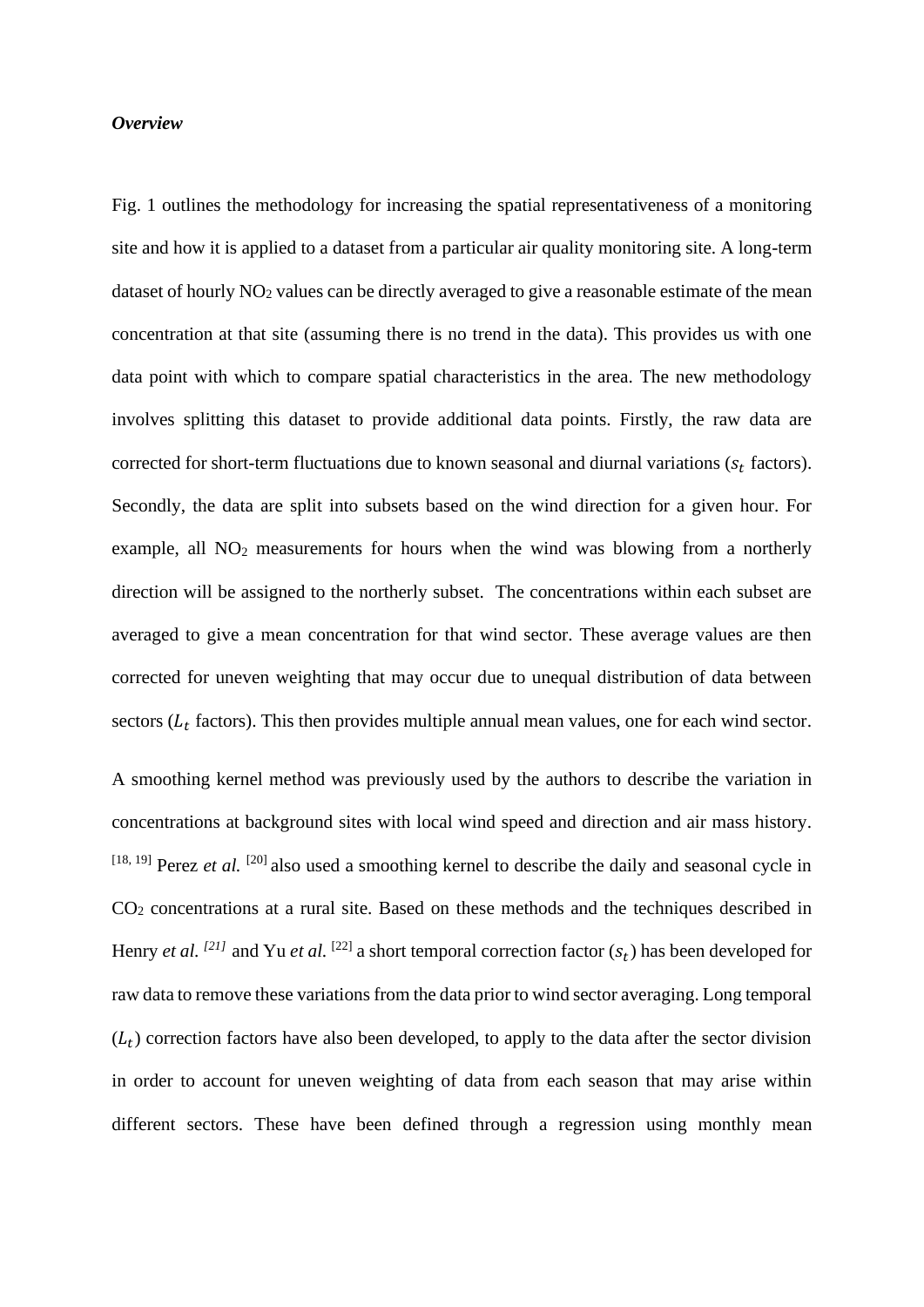***Overview***

Fig. 1 outlines the methodology for increasing the spatial representativeness of a monitoring site and how it is applied to a dataset from a particular air quality monitoring site. A long-term dataset of hourly $NO_2$ values can be directly averaged to give a reasonable estimate of the mean concentration at that site (assuming there is no trend in the data). This provides us with one data point with which to compare spatial characteristics in the area. The new methodology involves splitting this dataset to provide additional data points. Firstly, the raw data are corrected for short-term fluctuations due to known seasonal and diurnal variations ($s_t$ factors). Secondly, the data are split into subsets based on the wind direction for a given hour. For example, all $NO_2$ measurements for hours when the wind was blowing from a northerly direction will be assigned to the northerly subset. The concentrations within each subset are averaged to give a mean concentration for that wind sector. These average values are then corrected for uneven weighting that may occur due to unequal distribution of data between sectors ($L_t$ factors). This then provides multiple annual mean values, one for each wind sector.

A smoothing kernel method was previously used by the authors to describe the variation in concentrations at background sites with local wind speed and direction and air mass history. [18, 19] Perez *et al.* [20] also used a smoothing kernel to describe the daily and seasonal cycle in $CO_2$ concentrations at a rural site. Based on these methods and the techniques described in Henry *et al.* [21] and Yu *et al.* [22] a short temporal correction factor ($s_t$) has been developed for raw data to remove these variations from the data prior to wind sector averaging. Long temporal ($L_t$) correction factors have also been developed, to apply to the data after the sector division in order to account for uneven weighting of data from each season that may arise within different sectors. These have been defined through a regression using monthly mean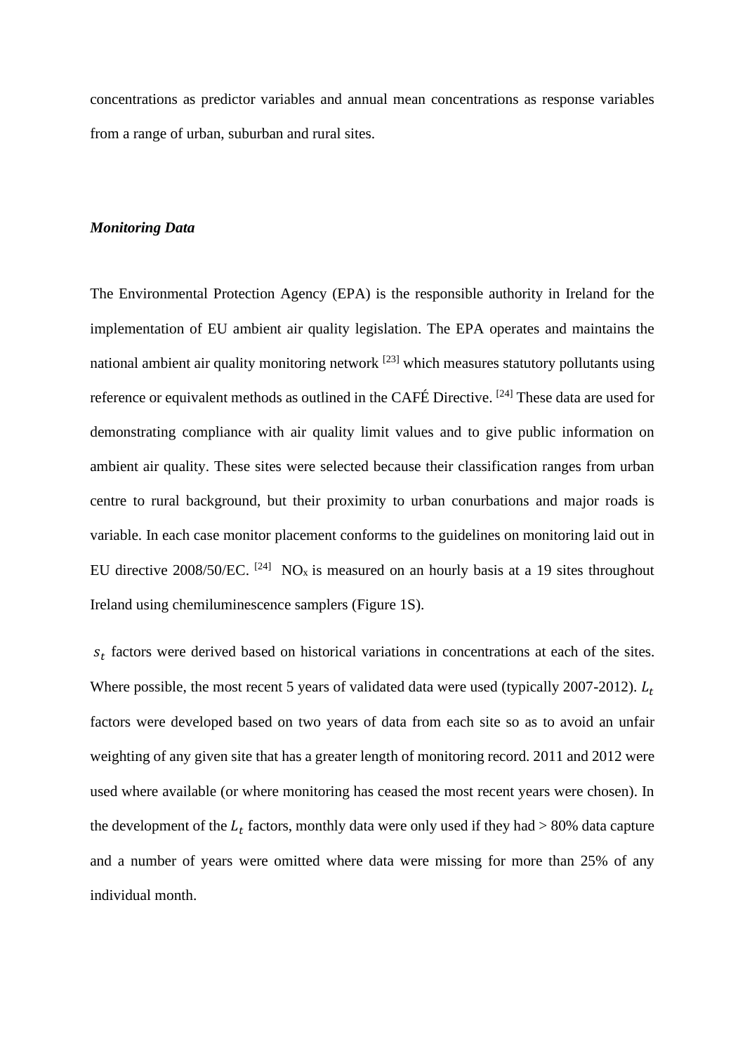concentrations as predictor variables and annual mean concentrations as response variables from a range of urban, suburban and rural sites.

***Monitoring Data***

The Environmental Protection Agency (EPA) is the responsible authority in Ireland for the implementation of EU ambient air quality legislation. The EPA operates and maintains the national ambient air quality monitoring network [23] which measures statutory pollutants using reference or equivalent methods as outlined in the CAFÉ Directive. [24] These data are used for demonstrating compliance with air quality limit values and to give public information on ambient air quality. These sites were selected because their classification ranges from urban centre to rural background, but their proximity to urban conurbations and major roads is variable. In each case monitor placement conforms to the guidelines on monitoring laid out in EU directive 2008/50/EC. [24] $NO_x$ is measured on an hourly basis at a 19 sites throughout Ireland using chemiluminescence samplers (Figure 1S).

$s_t$ factors were derived based on historical variations in concentrations at each of the sites. Where possible, the most recent 5 years of validated data were used (typically 2007-2012). $L_t$ factors were developed based on two years of data from each site so as to avoid an unfair weighting of any given site that has a greater length of monitoring record. 2011 and 2012 were used where available (or where monitoring has ceased the most recent years were chosen). In the development of the $L_t$ factors, monthly data were only used if they had > 80% data capture and a number of years were omitted where data were missing for more than 25% of any individual month.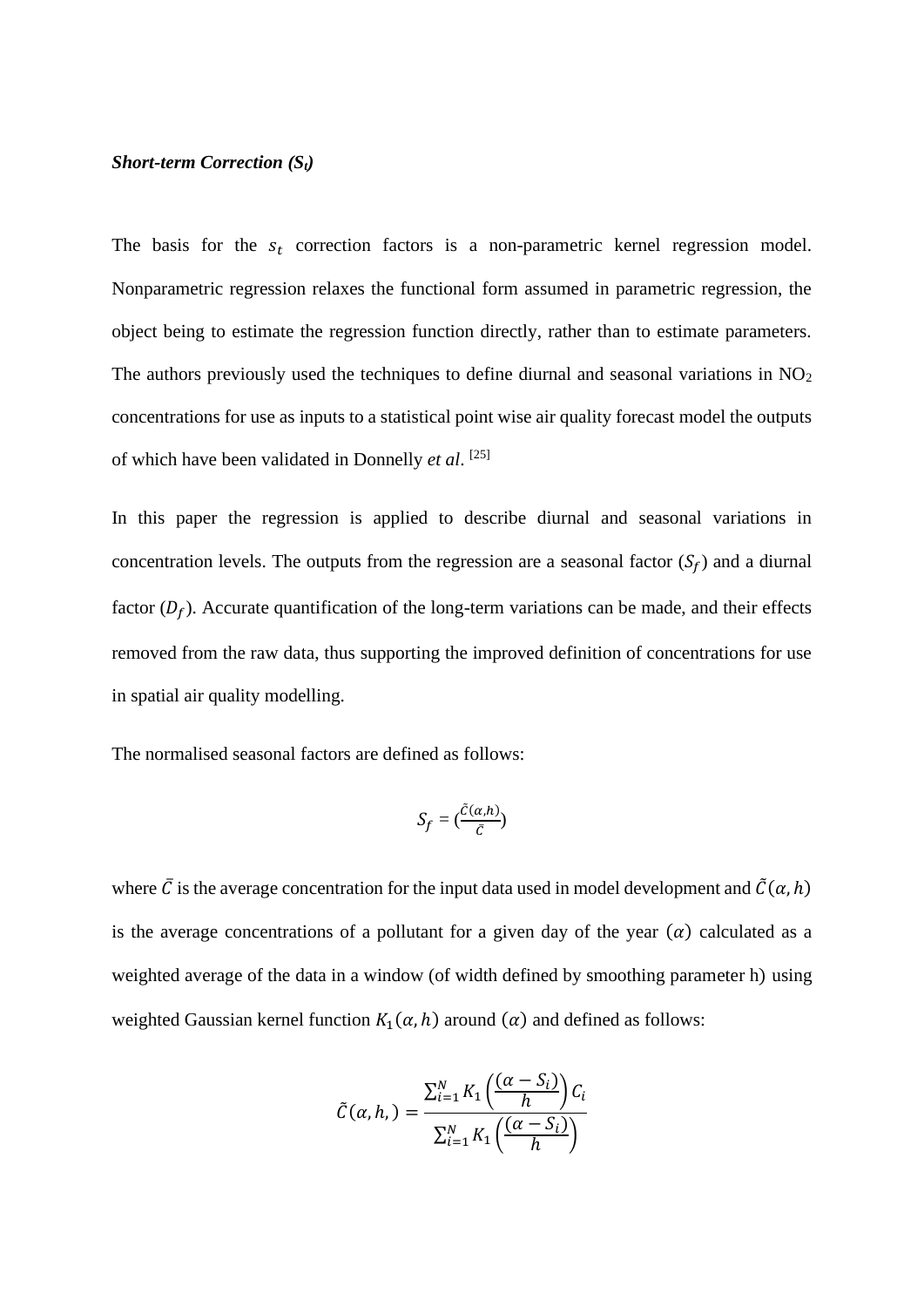***Short-term Correction ($S_t$)***

The basis for the $s_t$ correction factors is a non-parametric kernel regression model. Nonparametric regression relaxes the functional form assumed in parametric regression, the object being to estimate the regression function directly, rather than to estimate parameters. The authors previously used the techniques to define diurnal and seasonal variations in $NO_2$ concentrations for use as inputs to a statistical point wise air quality forecast model the outputs of which have been validated in Donnelly *et al*. [25]

In this paper the regression is applied to describe diurnal and seasonal variations in concentration levels. The outputs from the regression are a seasonal factor ($S_f$) and a diurnal factor ($D_f$). Accurate quantification of the long-term variations can be made, and their effects removed from the raw data, thus supporting the improved definition of concentrations for use in spatial air quality modelling.

The normalised seasonal factors are defined as follows:

$$S_f = \left(\frac{\tilde{C}(\alpha,h)}{\bar{C}}\right)$$

where $\bar{C}$ is the average concentration for the input data used in model development and $\tilde{C}(\alpha,h)$ is the average concentrations of a pollutant for a given day of the year ($\alpha$) calculated as a weighted average of the data in a window (of width defined by smoothing parameter h) using weighted Gaussian kernel function $K_1(\alpha,h)$ around ($\alpha$) and defined as follows:

$$\tilde{C}(\alpha,h,) = \frac{\sum_{i=1}^{N} K_1\left(\frac{(\alpha - S_i)}{h}\right) C_i}{\sum_{i=1}^{N} K_1\left(\frac{(\alpha - S_i)}{h}\right)}$$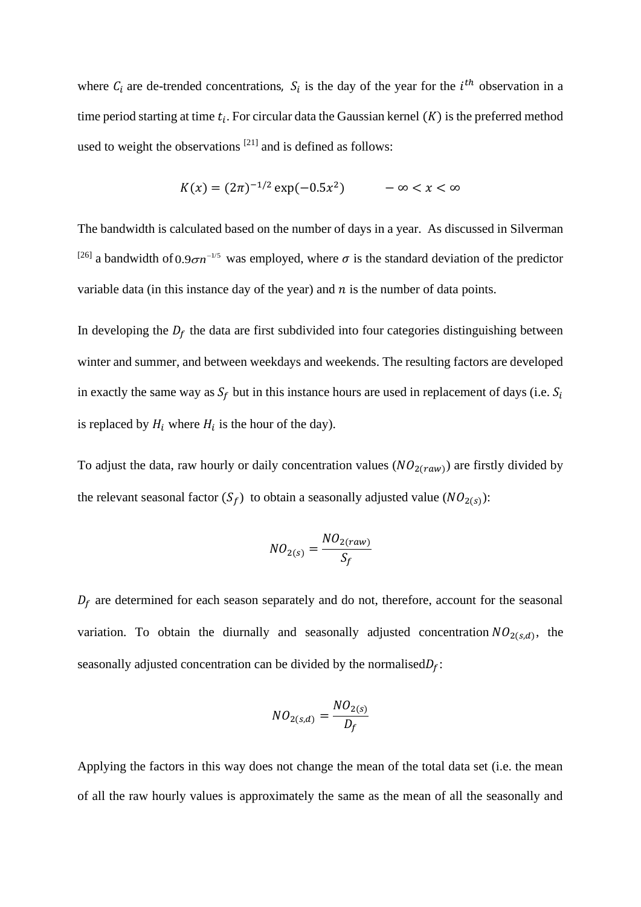where $C_i$ are de-trended concentrations, $S_i$ is the day of the year for the $i^{th}$ observation in a time period starting at time $t_i$. For circular data the Gaussian kernel ($K$) is the preferred method used to weight the observations [21] and is defined as follows:

$$K(x) = (2\pi)^{-1/2} \exp(-0.5x^2) \qquad -\infty < x < \infty$$

The bandwidth is calculated based on the number of days in a year. As discussed in Silverman [26] a bandwidth of $0.9\sigma n^{-1/5}$ was employed, where $\sigma$ is the standard deviation of the predictor variable data (in this instance day of the year) and $n$ is the number of data points.

In developing the $D_f$ the data are first subdivided into four categories distinguishing between winter and summer, and between weekdays and weekends. The resulting factors are developed in exactly the same way as $S_f$ but in this instance hours are used in replacement of days (i.e. $S_i$ is replaced by $H_i$ where $H_i$ is the hour of the day).

To adjust the data, raw hourly or daily concentration values ($NO_{2(raw)}$) are firstly divided by the relevant seasonal factor ($S_f$) to obtain a seasonally adjusted value ($NO_{2(s)}$):

$$NO_{2(s)} = \frac{NO_{2(raw)}}{S_f}$$

$D_f$ are determined for each season separately and do not, therefore, account for the seasonal variation. To obtain the diurnally and seasonally adjusted concentration $NO_{2(s,d)}$, the seasonally adjusted concentration can be divided by the normalised $D_f$:

$$NO_{2(s,d)} = \frac{NO_{2(s)}}{D_f}$$

Applying the factors in this way does not change the mean of the total data set (i.e. the mean of all the raw hourly values is approximately the same as the mean of all the seasonally and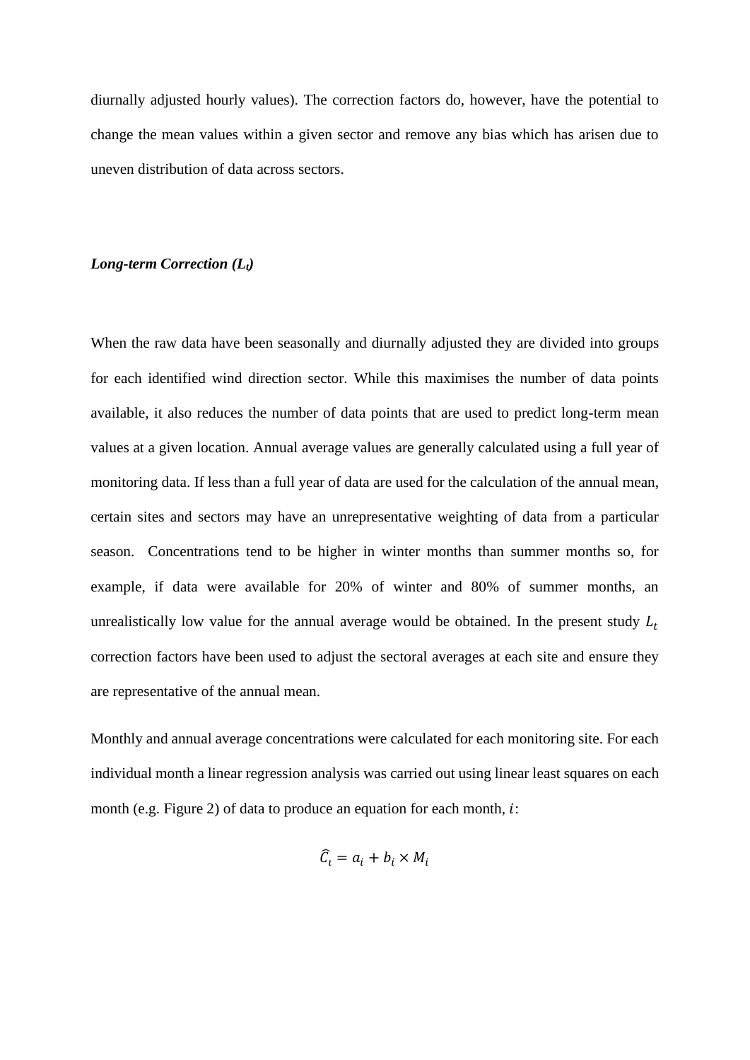diurnally adjusted hourly values). The correction factors do, however, have the potential to change the mean values within a given sector and remove any bias which has arisen due to uneven distribution of data across sectors.

### *Long-term Correction ($L_t$)*

When the raw data have been seasonally and diurnally adjusted they are divided into groups for each identified wind direction sector. While this maximises the number of data points available, it also reduces the number of data points that are used to predict long-term mean values at a given location. Annual average values are generally calculated using a full year of monitoring data. If less than a full year of data are used for the calculation of the annual mean, certain sites and sectors may have an unrepresentative weighting of data from a particular season. Concentrations tend to be higher in winter months than summer months so, for example, if data were available for 20% of winter and 80% of summer months, an unrealistically low value for the annual average would be obtained. In the present study $L_t$ correction factors have been used to adjust the sectoral averages at each site and ensure they are representative of the annual mean.

Monthly and annual average concentrations were calculated for each monitoring site. For each individual month a linear regression analysis was carried out using linear least squares on each month (e.g. Figure 2) of data to produce an equation for each month, $i$:

$$\widehat{C_i} = a_i + b_i \times M_i$$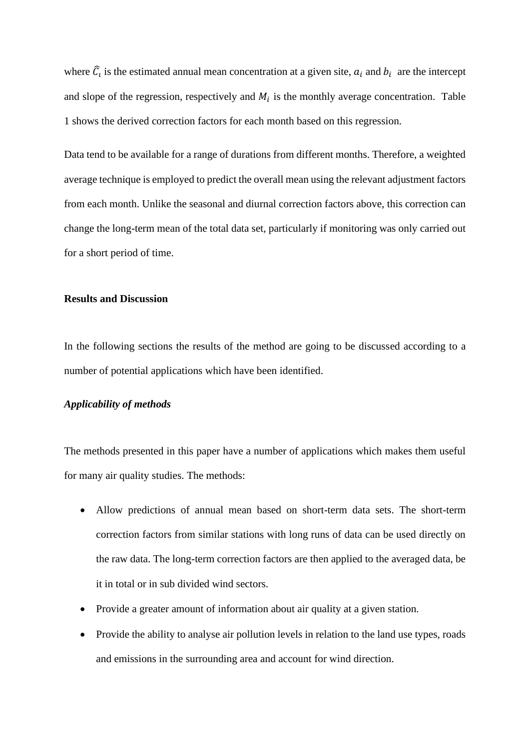where $\widehat{C_i}$ is the estimated annual mean concentration at a given site, $a_i$ and $b_i$ are the intercept and slope of the regression, respectively and $M_i$ is the monthly average concentration. Table 1 shows the derived correction factors for each month based on this regression.

Data tend to be available for a range of durations from different months. Therefore, a weighted average technique is employed to predict the overall mean using the relevant adjustment factors from each month. Unlike the seasonal and diurnal correction factors above, this correction can change the long-term mean of the total data set, particularly if monitoring was only carried out for a short period of time.

## Results and Discussion

In the following sections the results of the method are going to be discussed according to a number of potential applications which have been identified.

### *Applicability of methods*

The methods presented in this paper have a number of applications which makes them useful for many air quality studies. The methods:

- Allow predictions of annual mean based on short-term data sets. The short-term correction factors from similar stations with long runs of data can be used directly on the raw data. The long-term correction factors are then applied to the averaged data, be it in total or in sub divided wind sectors.
- Provide a greater amount of information about air quality at a given station.
- Provide the ability to analyse air pollution levels in relation to the land use types, roads and emissions in the surrounding area and account for wind direction.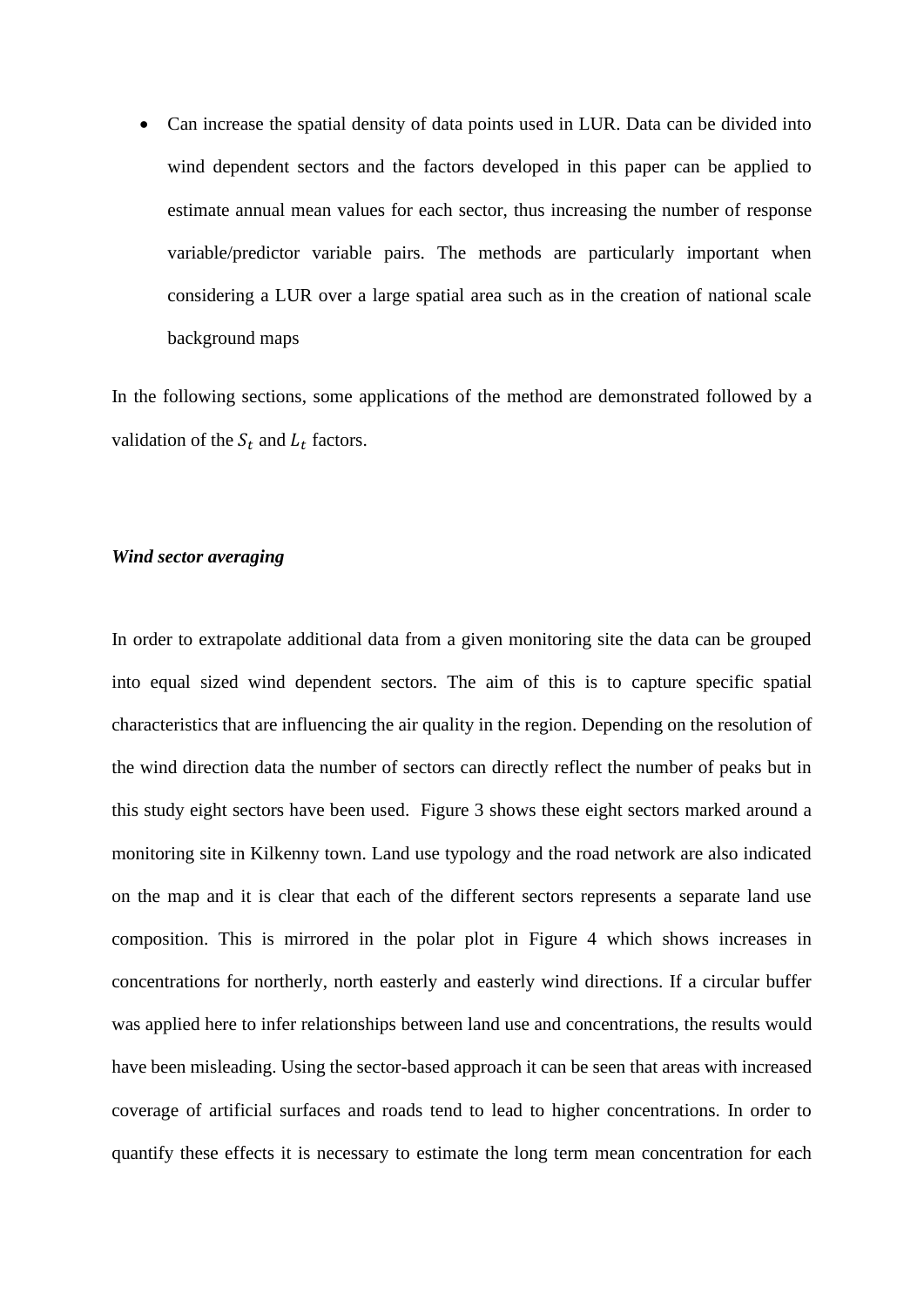- Can increase the spatial density of data points used in LUR. Data can be divided into wind dependent sectors and the factors developed in this paper can be applied to estimate annual mean values for each sector, thus increasing the number of response variable/predictor variable pairs. The methods are particularly important when considering a LUR over a large spatial area such as in the creation of national scale background maps

In the following sections, some applications of the method are demonstrated followed by a validation of the $S_t$ and $L_t$ factors.

***Wind sector averaging***

In order to extrapolate additional data from a given monitoring site the data can be grouped into equal sized wind dependent sectors. The aim of this is to capture specific spatial characteristics that are influencing the air quality in the region. Depending on the resolution of the wind direction data the number of sectors can directly reflect the number of peaks but in this study eight sectors have been used. Figure 3 shows these eight sectors marked around a monitoring site in Kilkenny town. Land use typology and the road network are also indicated on the map and it is clear that each of the different sectors represents a separate land use composition. This is mirrored in the polar plot in Figure 4 which shows increases in concentrations for northerly, north easterly and easterly wind directions. If a circular buffer was applied here to infer relationships between land use and concentrations, the results would have been misleading. Using the sector-based approach it can be seen that areas with increased coverage of artificial surfaces and roads tend to lead to higher concentrations. In order to quantify these effects it is necessary to estimate the long term mean concentration for each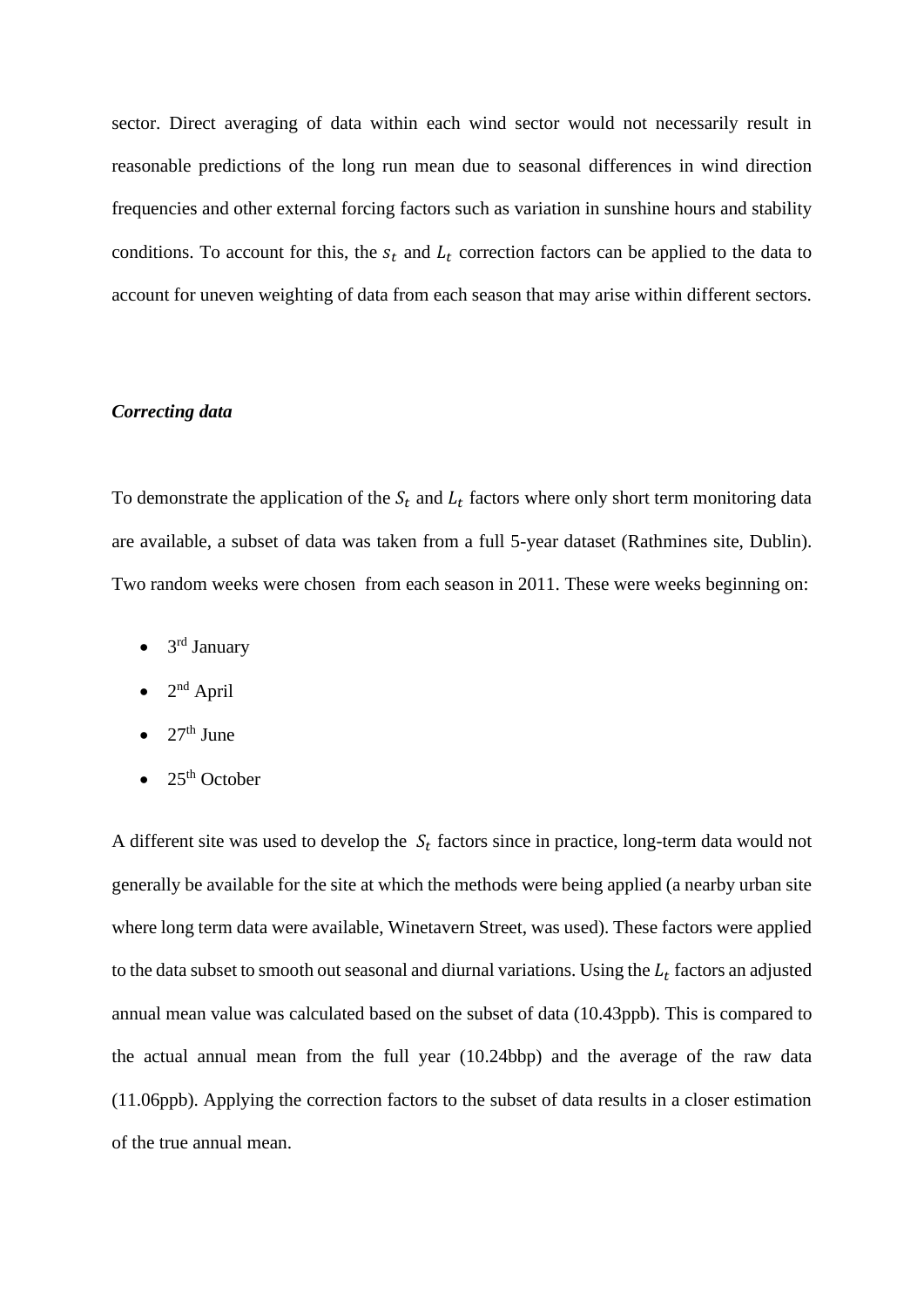sector. Direct averaging of data within each wind sector would not necessarily result in reasonable predictions of the long run mean due to seasonal differences in wind direction frequencies and other external forcing factors such as variation in sunshine hours and stability conditions. To account for this, the $s_t$ and $L_t$ correction factors can be applied to the data to account for uneven weighting of data from each season that may arise within different sectors.

***Correcting data***

To demonstrate the application of the $S_t$ and $L_t$ factors where only short term monitoring data are available, a subset of data was taken from a full 5-year dataset (Rathmines site, Dublin). Two random weeks were chosen from each season in 2011. These were weeks beginning on:

- 3rd January
- 2nd April
- 27th June
- 25th October

A different site was used to develop the $S_t$ factors since in practice, long-term data would not generally be available for the site at which the methods were being applied (a nearby urban site where long term data were available, Winetavern Street, was used). These factors were applied to the data subset to smooth out seasonal and diurnal variations. Using the $L_t$ factors an adjusted annual mean value was calculated based on the subset of data (10.43ppb). This is compared to the actual annual mean from the full year (10.24bbp) and the average of the raw data (11.06ppb). Applying the correction factors to the subset of data results in a closer estimation of the true annual mean.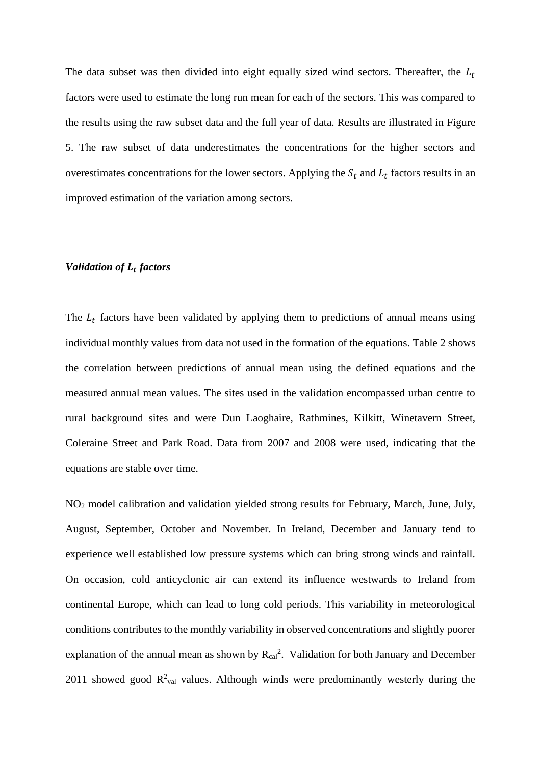The data subset was then divided into eight equally sized wind sectors. Thereafter, the $L_t$ factors were used to estimate the long run mean for each of the sectors. This was compared to the results using the raw subset data and the full year of data. Results are illustrated in Figure 5. The raw subset of data underestimates the concentrations for the higher sectors and overestimates concentrations for the lower sectors. Applying the $S_t$ and $L_t$ factors results in an improved estimation of the variation among sectors.

### *Validation of $L_t$ factors*

The $L_t$ factors have been validated by applying them to predictions of annual means using individual monthly values from data not used in the formation of the equations. Table 2 shows the correlation between predictions of annual mean using the defined equations and the measured annual mean values. The sites used in the validation encompassed urban centre to rural background sites and were Dun Laoghaire, Rathmines, Kilkitt, Winetavern Street, Coleraine Street and Park Road. Data from 2007 and 2008 were used, indicating that the equations are stable over time.

$NO_2$ model calibration and validation yielded strong results for February, March, June, July, August, September, October and November. In Ireland, December and January tend to experience well established low pressure systems which can bring strong winds and rainfall. On occasion, cold anticyclonic air can extend its influence westwards to Ireland from continental Europe, which can lead to long cold periods. This variability in meteorological conditions contributes to the monthly variability in observed concentrations and slightly poorer explanation of the annual mean as shown by $R_{cal}^2$. Validation for both January and December 2011 showed good $R^2_{val}$ values. Although winds were predominantly westerly during the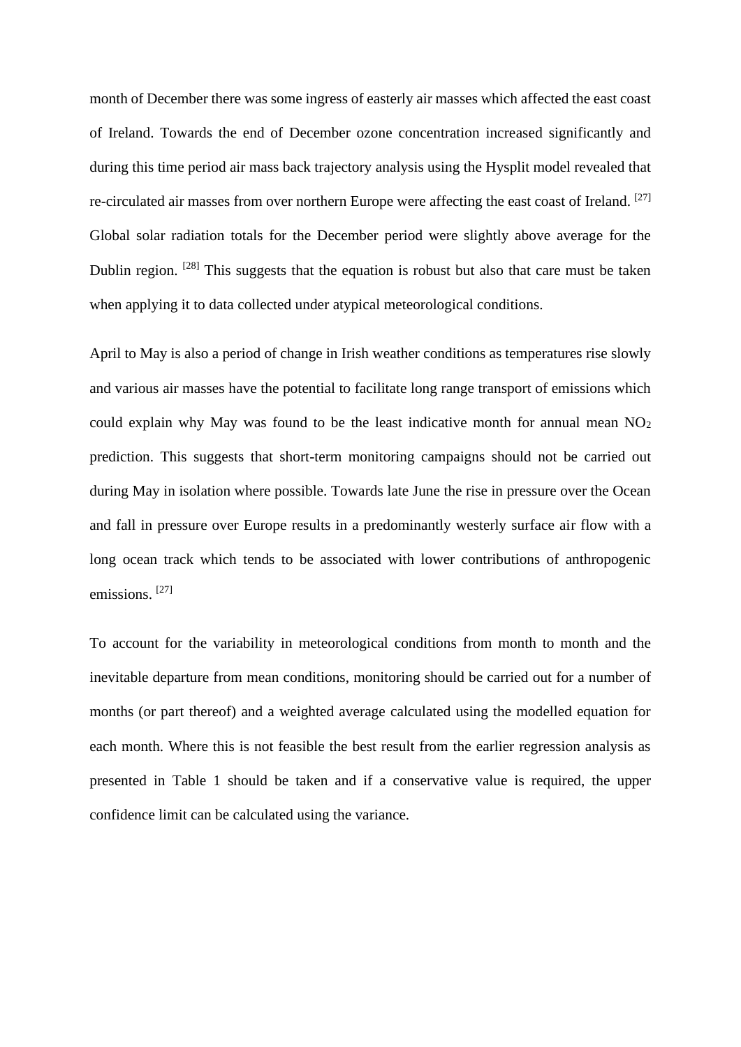month of December there was some ingress of easterly air masses which affected the east coast of Ireland. Towards the end of December ozone concentration increased significantly and during this time period air mass back trajectory analysis using the Hysplit model revealed that re-circulated air masses from over northern Europe were affecting the east coast of Ireland. [27] Global solar radiation totals for the December period were slightly above average for the Dublin region. [28] This suggests that the equation is robust but also that care must be taken when applying it to data collected under atypical meteorological conditions.

April to May is also a period of change in Irish weather conditions as temperatures rise slowly and various air masses have the potential to facilitate long range transport of emissions which could explain why May was found to be the least indicative month for annual mean $NO_2$ prediction. This suggests that short-term monitoring campaigns should not be carried out during May in isolation where possible. Towards late June the rise in pressure over the Ocean and fall in pressure over Europe results in a predominantly westerly surface air flow with a long ocean track which tends to be associated with lower contributions of anthropogenic emissions. [27]

To account for the variability in meteorological conditions from month to month and the inevitable departure from mean conditions, monitoring should be carried out for a number of months (or part thereof) and a weighted average calculated using the modelled equation for each month. Where this is not feasible the best result from the earlier regression analysis as presented in Table 1 should be taken and if a conservative value is required, the upper confidence limit can be calculated using the variance.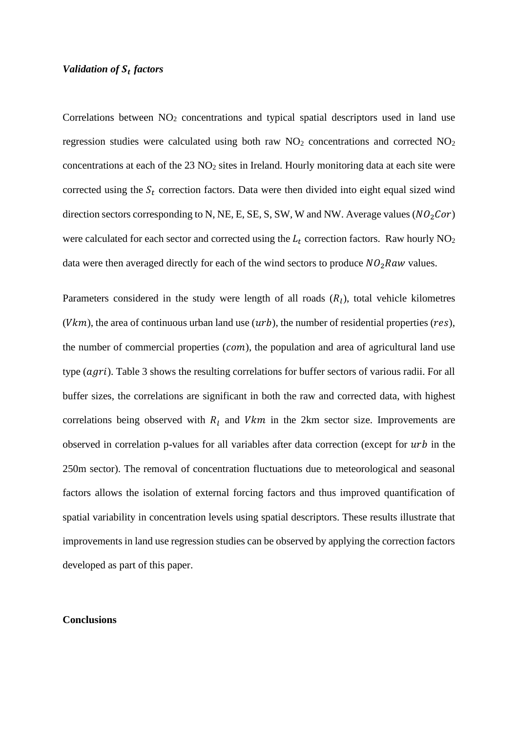### *Validation of $S_t$ factors*

Correlations between $NO_2$ concentrations and typical spatial descriptors used in land use regression studies were calculated using both raw $NO_2$ concentrations and corrected $NO_2$ concentrations at each of the 23 $NO_2$ sites in Ireland. Hourly monitoring data at each site were corrected using the $S_t$ correction factors. Data were then divided into eight equal sized wind direction sectors corresponding to N, NE, E, SE, S, SW, W and NW. Average values ($NO_2Cor$) were calculated for each sector and corrected using the $L_t$ correction factors. Raw hourly $NO_2$ data were then averaged directly for each of the wind sectors to produce $NO_2Raw$ values.

Parameters considered in the study were length of all roads ($R_l$), total vehicle kilometres ($Vkm$), the area of continuous urban land use ($urb$), the number of residential properties ($res$), the number of commercial properties ($com$), the population and area of agricultural land use type ($agri$). Table 3 shows the resulting correlations for buffer sectors of various radii. For all buffer sizes, the correlations are significant in both the raw and corrected data, with highest correlations being observed with $R_l$ and $Vkm$ in the 2km sector size. Improvements are observed in correlation p-values for all variables after data correction (except for $urb$ in the 250m sector). The removal of concentration fluctuations due to meteorological and seasonal factors allows the isolation of external forcing factors and thus improved quantification of spatial variability in concentration levels using spatial descriptors. These results illustrate that improvements in land use regression studies can be observed by applying the correction factors developed as part of this paper.

**Conclusions**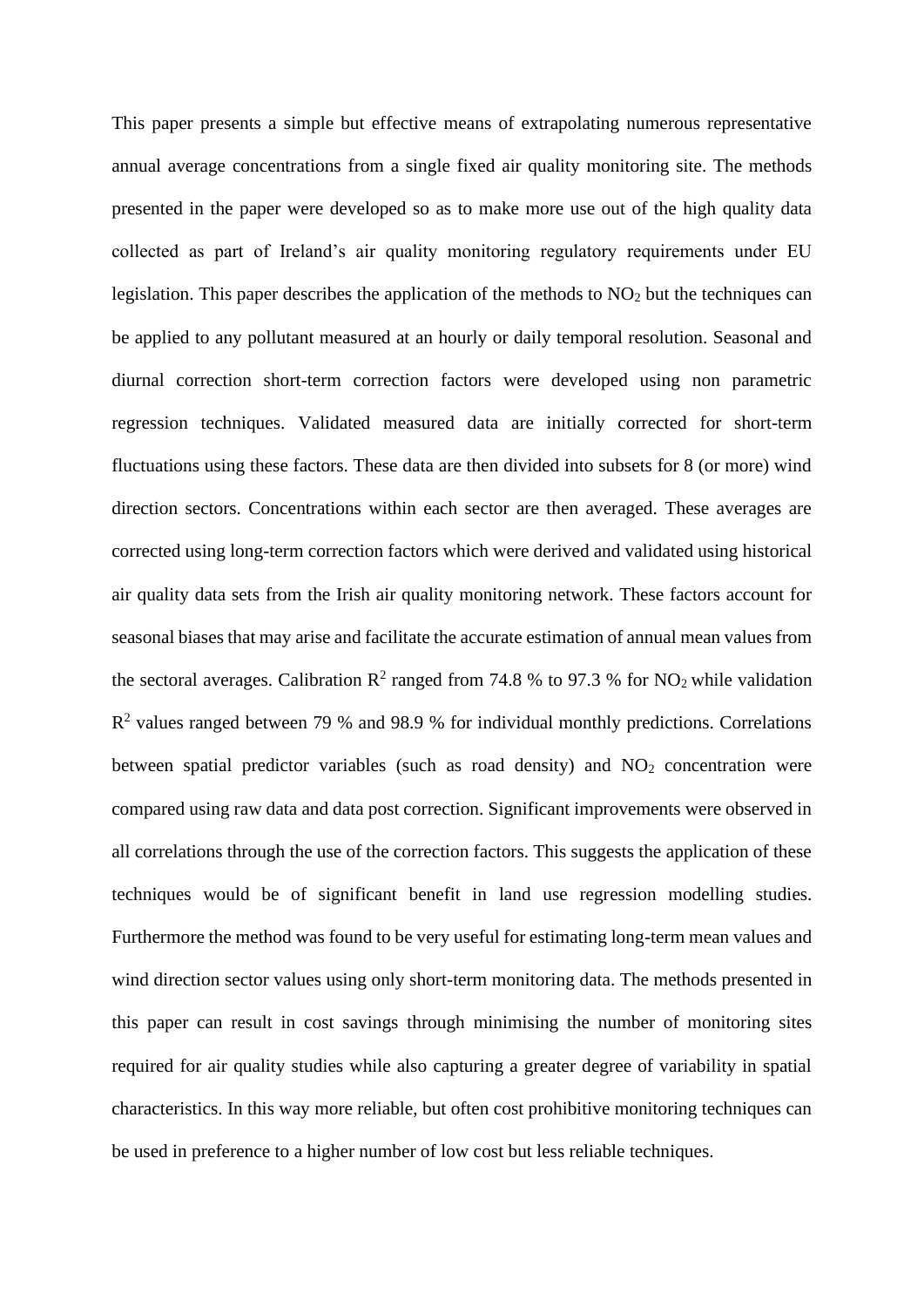This paper presents a simple but effective means of extrapolating numerous representative annual average concentrations from a single fixed air quality monitoring site. The methods presented in the paper were developed so as to make more use out of the high quality data collected as part of Ireland's air quality monitoring regulatory requirements under EU legislation. This paper describes the application of the methods to $NO_2$ but the techniques can be applied to any pollutant measured at an hourly or daily temporal resolution. Seasonal and diurnal correction short-term correction factors were developed using non parametric regression techniques. Validated measured data are initially corrected for short-term fluctuations using these factors. These data are then divided into subsets for 8 (or more) wind direction sectors. Concentrations within each sector are then averaged. These averages are corrected using long-term correction factors which were derived and validated using historical air quality data sets from the Irish air quality monitoring network. These factors account for seasonal biases that may arise and facilitate the accurate estimation of annual mean values from the sectoral averages. Calibration $R^2$ ranged from 74.8 % to 97.3 % for $NO_2$ while validation $R^2$ values ranged between 79 % and 98.9 % for individual monthly predictions. Correlations between spatial predictor variables (such as road density) and $NO_2$ concentration were compared using raw data and data post correction. Significant improvements were observed in all correlations through the use of the correction factors. This suggests the application of these techniques would be of significant benefit in land use regression modelling studies. Furthermore the method was found to be very useful for estimating long-term mean values and wind direction sector values using only short-term monitoring data. The methods presented in this paper can result in cost savings through minimising the number of monitoring sites required for air quality studies while also capturing a greater degree of variability in spatial characteristics. In this way more reliable, but often cost prohibitive monitoring techniques can be used in preference to a higher number of low cost but less reliable techniques.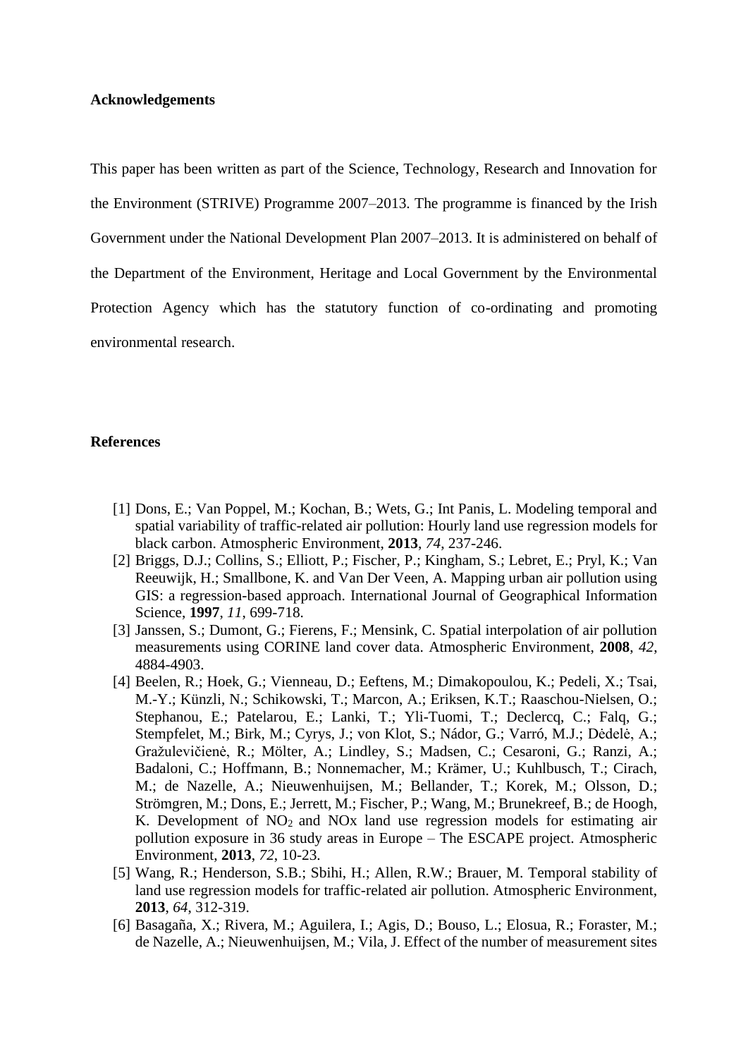**Acknowledgements**

This paper has been written as part of the Science, Technology, Research and Innovation for the Environment (STRIVE) Programme 2007–2013. The programme is financed by the Irish Government under the National Development Plan 2007–2013. It is administered on behalf of the Department of the Environment, Heritage and Local Government by the Environmental Protection Agency which has the statutory function of co-ordinating and promoting environmental research.

**References**

[1] Dons, E.; Van Poppel, M.; Kochan, B.; Wets, G.; Int Panis, L. Modeling temporal and spatial variability of traffic-related air pollution: Hourly land use regression models for black carbon. Atmospheric Environment, **2013**, *74*, 237-246.

[2] Briggs, D.J.; Collins, S.; Elliott, P.; Fischer, P.; Kingham, S.; Lebret, E.; Pryl, K.; Van Reeuwijk, H.; Smallbone, K. and Van Der Veen, A. Mapping urban air pollution using GIS: a regression-based approach. International Journal of Geographical Information Science, **1997**, *11*, 699-718.

[3] Janssen, S.; Dumont, G.; Fierens, F.; Mensink, C. Spatial interpolation of air pollution measurements using CORINE land cover data. Atmospheric Environment, **2008**, *42*, 4884-4903.

[4] Beelen, R.; Hoek, G.; Vienneau, D.; Eeftens, M.; Dimakopoulou, K.; Pedeli, X.; Tsai, M.-Y.; Künzli, N.; Schikowski, T.; Marcon, A.; Eriksen, K.T.; Raaschou-Nielsen, O.; Stephanou, E.; Patelarou, E.; Lanki, T.; Yli-Tuomi, T.; Declercq, C.; Falq, G.; Stempfelet, M.; Birk, M.; Cyrys, J.; von Klot, S.; Nádor, G.; Varró, M.J.; Dėdelė, A.; Gražulevičienė, R.; Mölter, A.; Lindley, S.; Madsen, C.; Cesaroni, G.; Ranzi, A.; Badaloni, C.; Hoffmann, B.; Nonnemacher, M.; Krämer, U.; Kuhlbusch, T.; Cirach, M.; de Nazelle, A.; Nieuwenhuijsen, M.; Bellander, T.; Korek, M.; Olsson, D.; Strömgren, M.; Dons, E.; Jerrett, M.; Fischer, P.; Wang, M.; Brunekreef, B.; de Hoogh, K. Development of $NO_2$ and NOx land use regression models for estimating air pollution exposure in 36 study areas in Europe – The ESCAPE project. Atmospheric Environment, **2013**, *72*, 10-23.

[5] Wang, R.; Henderson, S.B.; Sbihi, H.; Allen, R.W.; Brauer, M. Temporal stability of land use regression models for traffic-related air pollution. Atmospheric Environment, **2013**, *64*, 312-319.

[6] Basagaña, X.; Rivera, M.; Aguilera, I.; Agis, D.; Bouso, L.; Elosua, R.; Foraster, M.; de Nazelle, A.; Nieuwenhuijsen, M.; Vila, J. Effect of the number of measurement sites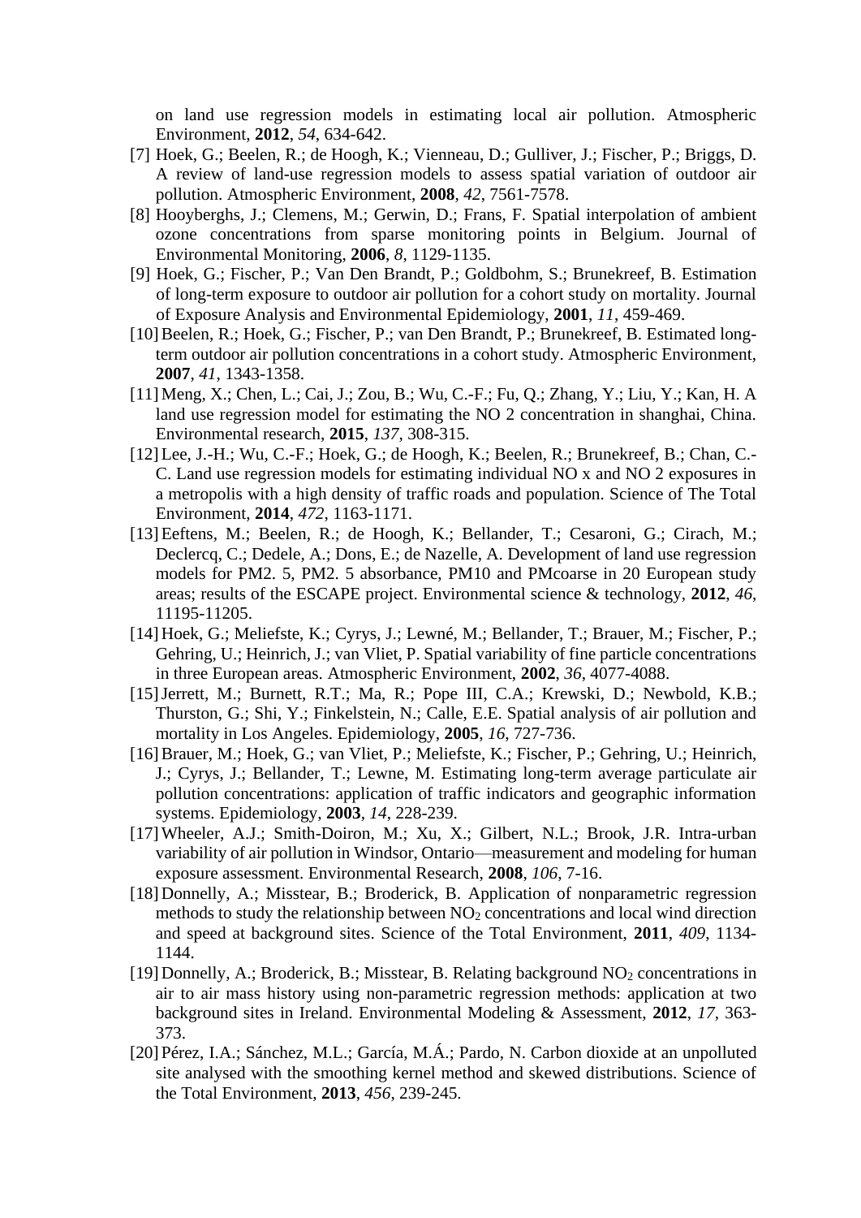on land use regression models in estimating local air pollution. Atmospheric Environment, **2012**, *54*, 634-642.

[7] Hoek, G.; Beelen, R.; de Hoogh, K.; Vienneau, D.; Gulliver, J.; Fischer, P.; Briggs, D. A review of land-use regression models to assess spatial variation of outdoor air pollution. Atmospheric Environment, **2008**, *42*, 7561-7578.

[8] Hooyberghs, J.; Clemens, M.; Gerwin, D.; Frans, F. Spatial interpolation of ambient ozone concentrations from sparse monitoring points in Belgium. Journal of Environmental Monitoring, **2006**, *8*, 1129-1135.

[9] Hoek, G.; Fischer, P.; Van Den Brandt, P.; Goldbohm, S.; Brunekreef, B. Estimation of long-term exposure to outdoor air pollution for a cohort study on mortality. Journal of Exposure Analysis and Environmental Epidemiology, **2001**, *11*, 459-469.

[10] Beelen, R.; Hoek, G.; Fischer, P.; van Den Brandt, P.; Brunekreef, B. Estimated long-term outdoor air pollution concentrations in a cohort study. Atmospheric Environment, **2007**, *41*, 1343-1358.

[11] Meng, X.; Chen, L.; Cai, J.; Zou, B.; Wu, C.-F.; Fu, Q.; Zhang, Y.; Liu, Y.; Kan, H. A land use regression model for estimating the NO 2 concentration in shanghai, China. Environmental research, **2015**, *137*, 308-315.

[12] Lee, J.-H.; Wu, C.-F.; Hoek, G.; de Hoogh, K.; Beelen, R.; Brunekreef, B.; Chan, C.-C. Land use regression models for estimating individual NO x and NO 2 exposures in a metropolis with a high density of traffic roads and population. Science of The Total Environment, **2014**, *472*, 1163-1171.

[13] Eeftens, M.; Beelen, R.; de Hoogh, K.; Bellander, T.; Cesaroni, G.; Cirach, M.; Declercq, C.; Dedele, A.; Dons, E.; de Nazelle, A. Development of land use regression models for PM2. 5, PM2. 5 absorbance, PM10 and PMcoarse in 20 European study areas; results of the ESCAPE project. Environmental science & technology, **2012**, *46*, 11195-11205.

[14] Hoek, G.; Meliefste, K.; Cyrys, J.; Lewné, M.; Bellander, T.; Brauer, M.; Fischer, P.; Gehring, U.; Heinrich, J.; van Vliet, P. Spatial variability of fine particle concentrations in three European areas. Atmospheric Environment, **2002**, *36*, 4077-4088.

[15] Jerrett, M.; Burnett, R.T.; Ma, R.; Pope III, C.A.; Krewski, D.; Newbold, K.B.; Thurston, G.; Shi, Y.; Finkelstein, N.; Calle, E.E. Spatial analysis of air pollution and mortality in Los Angeles. Epidemiology, **2005**, *16*, 727-736.

[16] Brauer, M.; Hoek, G.; van Vliet, P.; Meliefste, K.; Fischer, P.; Gehring, U.; Heinrich, J.; Cyrys, J.; Bellander, T.; Lewne, M. Estimating long-term average particulate air pollution concentrations: application of traffic indicators and geographic information systems. Epidemiology, **2003**, *14*, 228-239.

[17] Wheeler, A.J.; Smith-Doiron, M.; Xu, X.; Gilbert, N.L.; Brook, J.R. Intra-urban variability of air pollution in Windsor, Ontario—measurement and modeling for human exposure assessment. Environmental Research, **2008**, *106*, 7-16.

[18] Donnelly, A.; Misstear, B.; Broderick, B. Application of nonparametric regression methods to study the relationship between $NO_2$ concentrations and local wind direction and speed at background sites. Science of the Total Environment, **2011**, *409*, 1134-1144.

[19] Donnelly, A.; Broderick, B.; Misstear, B. Relating background $NO_2$ concentrations in air to air mass history using non-parametric regression methods: application at two background sites in Ireland. Environmental Modeling & Assessment, **2012**, *17*, 363-373.

[20] Pérez, I.A.; Sánchez, M.L.; García, M.Á.; Pardo, N. Carbon dioxide at an unpolluted site analysed with the smoothing kernel method and skewed distributions. Science of the Total Environment, **2013**, *456*, 239-245.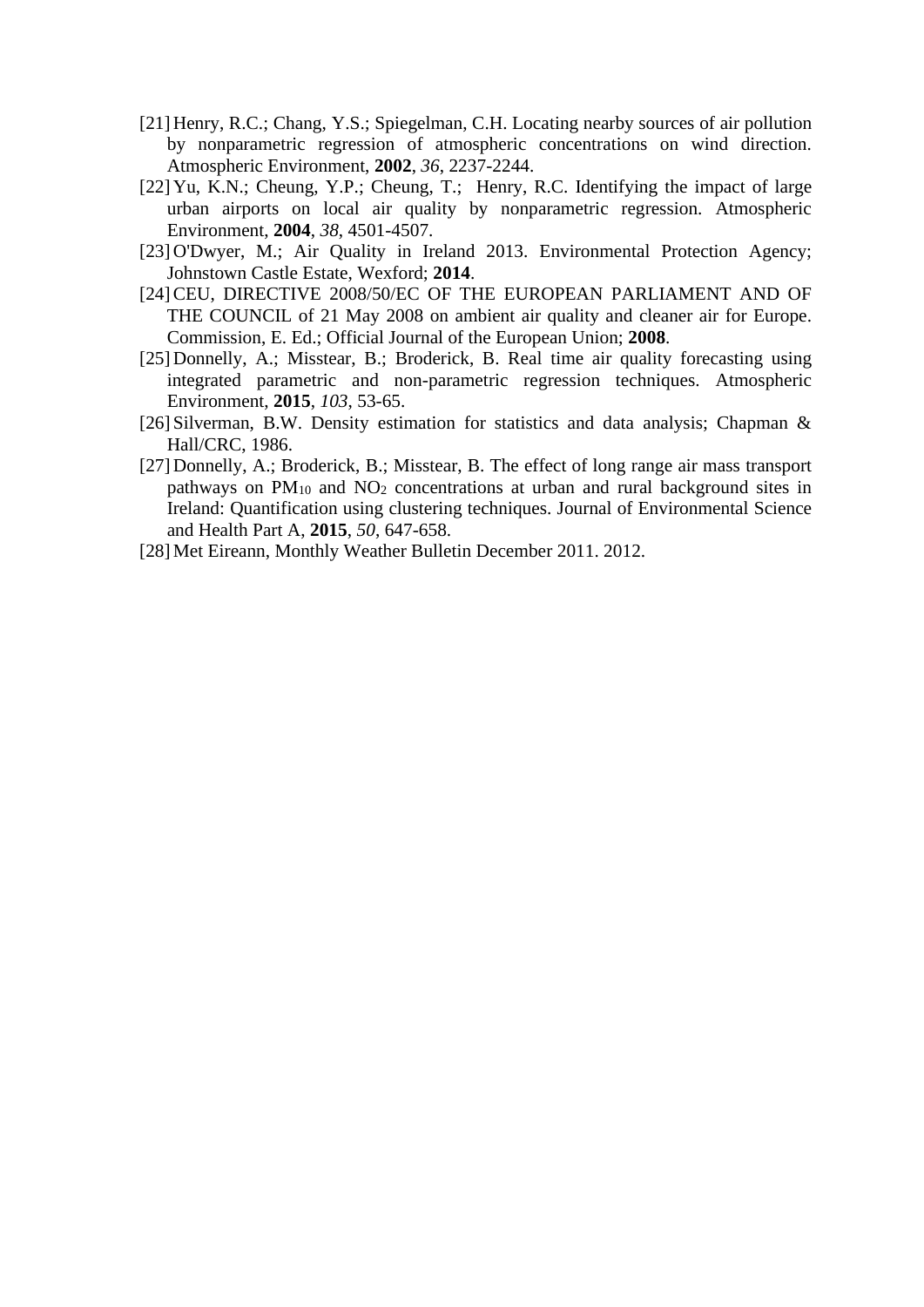[21] Henry, R.C.; Chang, Y.S.; Spiegelman, C.H. Locating nearby sources of air pollution by nonparametric regression of atmospheric concentrations on wind direction. Atmospheric Environment, **2002**, *36*, 2237-2244.

[22] Yu, K.N.; Cheung, Y.P.; Cheung, T.; Henry, R.C. Identifying the impact of large urban airports on local air quality by nonparametric regression. Atmospheric Environment, **2004**, *38*, 4501-4507.

[23] O'Dwyer, M.; Air Quality in Ireland 2013. Environmental Protection Agency; Johnstown Castle Estate, Wexford; **2014**.

[24] CEU, DIRECTIVE 2008/50/EC OF THE EUROPEAN PARLIAMENT AND OF THE COUNCIL of 21 May 2008 on ambient air quality and cleaner air for Europe. Commission, E. Ed.; Official Journal of the European Union; **2008**.

[25] Donnelly, A.; Misstear, B.; Broderick, B. Real time air quality forecasting using integrated parametric and non-parametric regression techniques. Atmospheric Environment, **2015**, *103*, 53-65.

[26] Silverman, B.W. Density estimation for statistics and data analysis; Chapman & Hall/CRC, 1986.

[27] Donnelly, A.; Broderick, B.; Misstear, B. The effect of long range air mass transport pathways on $PM_{10}$ and $NO_2$ concentrations at urban and rural background sites in Ireland: Quantification using clustering techniques. Journal of Environmental Science and Health Part A, **2015**, *50*, 647-658.

[28] Met Eireann, Monthly Weather Bulletin December 2011. 2012.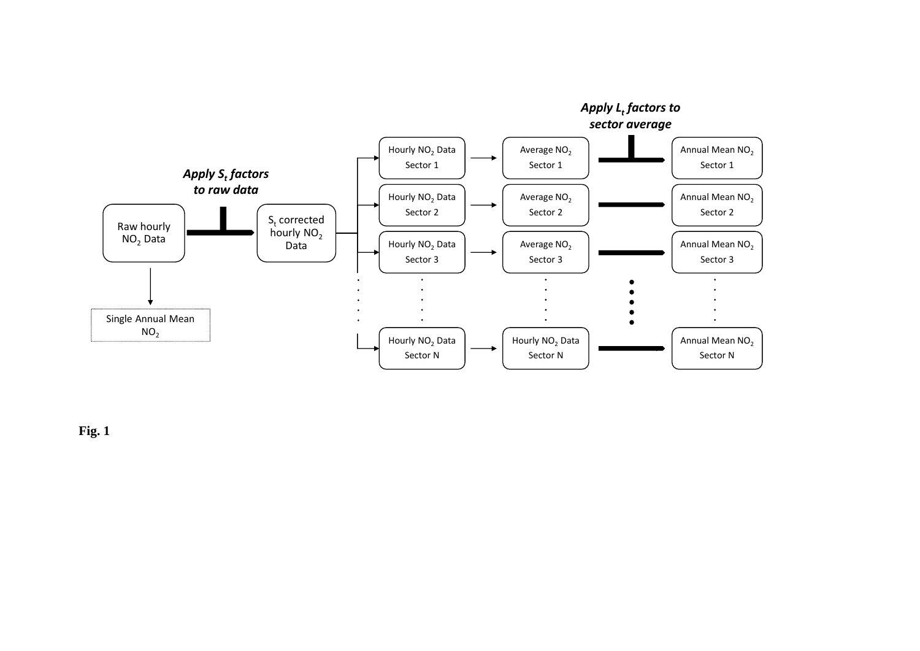Apply $S_t$ factors to raw data

Raw hourly $NO_2$ Data

Single Annual Mean $NO_2$

$S_t$ corrected hourly $NO_2$ Data

Hourly $NO_2$ Data Sector 1

Hourly $NO_2$ Data Sector 2

Hourly $NO_2$ Data Sector 3

Hourly $NO_2$ Data Sector N

Average $NO_2$ Sector 1

Average $NO_2$ Sector 2

Average $NO_2$ Sector 3

Hourly $NO_2$ Data Sector N

Apply $L_t$ factors to sector average

Annual Mean $NO_2$ Sector 1

Annual Mean $NO_2$ Sector 2

Annual Mean $NO_2$ Sector 3

Annual Mean $NO_2$ Sector N

**Fig. 1**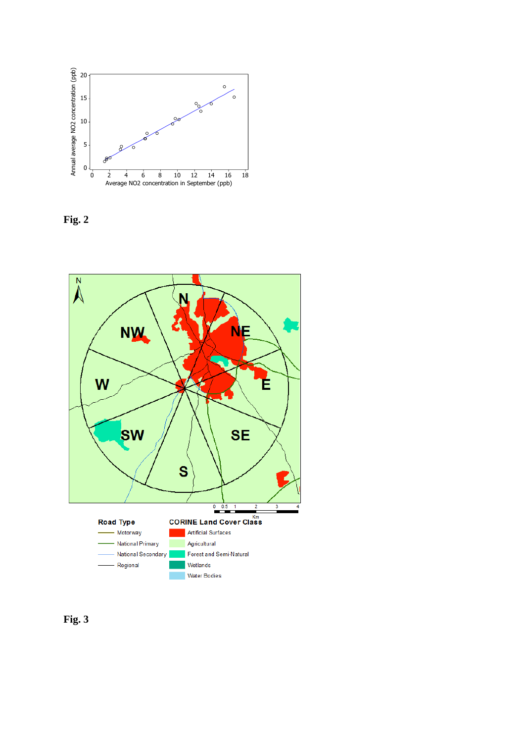Annual average NO2 concentration (ppb)

20
15
10
5
0

0 2 4 6 8 10 12 14 16 18

Average NO2 concentration in September (ppb)

**Fig. 2**

N

NW
N
NE
W
E
SW
SE
S

0 0.5 1 2 3 4
Km

Road Type
Motorway
National Primary
National Secondary
Regional

CORINE Land Cover Class
Artificial Surfaces
Agricultural
Forest and Semi-Natural
Wetlands
Water Bodies

**Fig. 3**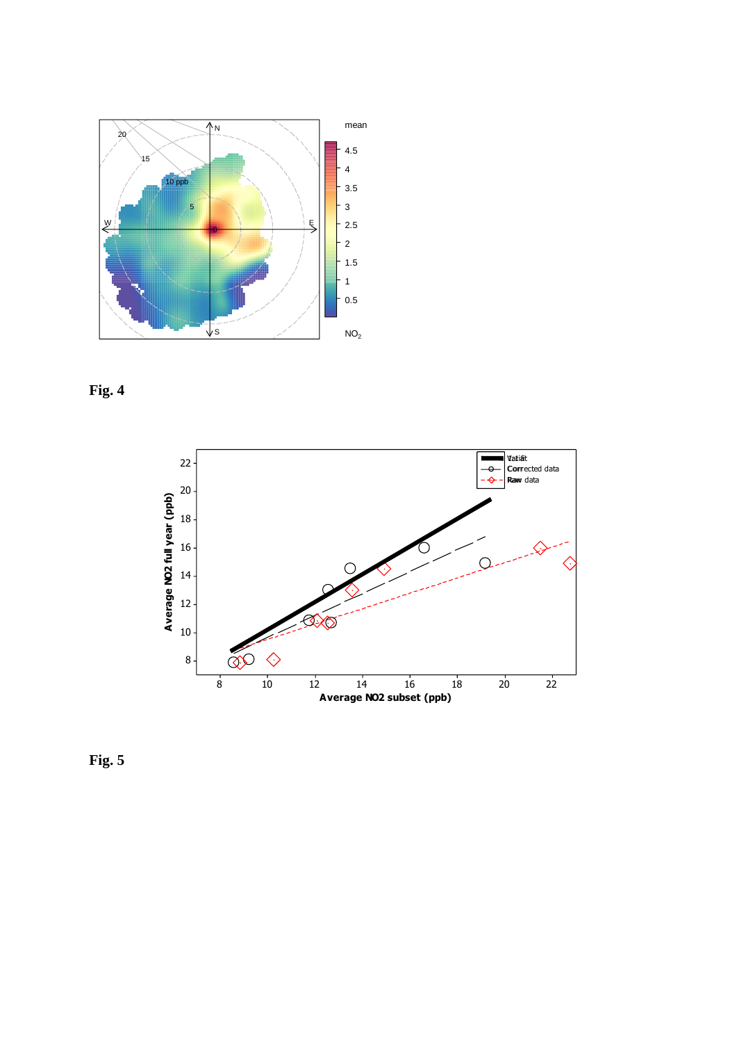20

15

10 ppb

5

0

N

S

W

E

mean

4.5

4

3.5

3

2.5

2

1.5

1

0.5

$NO_2$

**Fig. 4**

22

20

18

16

14

12

10

8

8

10

12

14

16

18

20

22

Average NO2 full year (ppb)

Average NO2 subset (ppb)

Y=X fit

Corrected data

Raw data

**Fig. 5**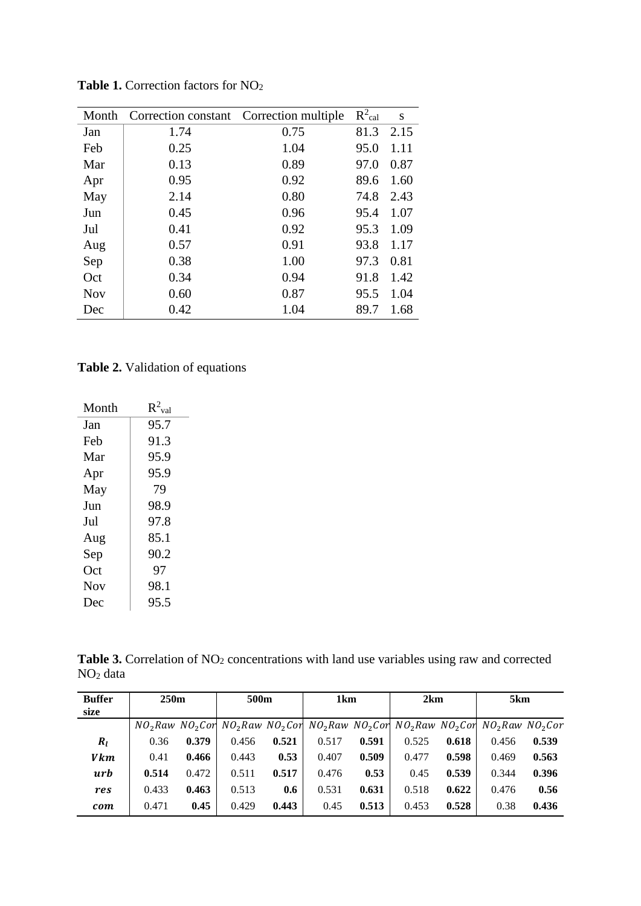**Table 1.** Correction factors for $NO_2$

| Month | Correction constant | Correction multiple | $R^2_{cal}$ | s |
|---|---|---|---|---|
| Jan | 1.74 | 0.75 | 81.3 | 2.15 |
| Feb | 0.25 | 1.04 | 95.0 | 1.11 |
| Mar | 0.13 | 0.89 | 97.0 | 0.87 |
| Apr | 0.95 | 0.92 | 89.6 | 1.60 |
| May | 2.14 | 0.80 | 74.8 | 2.43 |
| Jun | 0.45 | 0.96 | 95.4 | 1.07 |
| Jul | 0.41 | 0.92 | 95.3 | 1.09 |
| Aug | 0.57 | 0.91 | 93.8 | 1.17 |
| Sep | 0.38 | 1.00 | 97.3 | 0.81 |
| Oct | 0.34 | 0.94 | 91.8 | 1.42 |
| Nov | 0.60 | 0.87 | 95.5 | 1.04 |
| Dec | 0.42 | 1.04 | 89.7 | 1.68 |

**Table 2.** Validation of equations

| Month | $R^2_{val}$ |
|---|---|
| Jan | 95.7 |
| Feb | 91.3 |
| Mar | 95.9 |
| Apr | 95.9 |
| May | 79 |
| Jun | 98.9 |
| Jul | 97.8 |
| Aug | 85.1 |
| Sep | 90.2 |
| Oct | 97 |
| Nov | 98.1 |
| Dec | 95.5 |

**Table 3.** Correlation of $NO_2$ concentrations with land use variables using raw and corrected $NO_2$ data

| **Buffer size** | **250m** | | **500m** | | **1km** | | **2km** | | **5km** | |
|---|---|---|---|---|---|---|---|---|---|---|
| | $NO_2Raw$ | $NO_2Cor$ | $NO_2Raw$ | $NO_2Cor$ | $NO_2Raw$ | $NO_2Cor$ | $NO_2Raw$ | $NO_2Cor$ | $NO_2Raw$ | $NO_2Cor$ |
| $\boldsymbol{R_l}$ | 0.36 | **0.379** | 0.456 | **0.521** | 0.517 | **0.591** | 0.525 | **0.618** | 0.456 | **0.539** |
| $\boldsymbol{Vkm}$ | 0.41 | **0.466** | 0.443 | **0.53** | 0.407 | **0.509** | 0.477 | **0.598** | 0.469 | **0.563** |
| $\boldsymbol{urb}$ | **0.514** | 0.472 | 0.511 | **0.517** | 0.476 | **0.53** | 0.45 | **0.539** | 0.344 | **0.396** |
| $\boldsymbol{res}$ | 0.433 | **0.463** | 0.513 | **0.6** | 0.531 | **0.631** | 0.518 | **0.622** | 0.476 | **0.56** |
| $\boldsymbol{com}$ | 0.471 | **0.45** | 0.429 | **0.443** | 0.45 | **0.513** | 0.453 | **0.528** | 0.38 | **0.436** |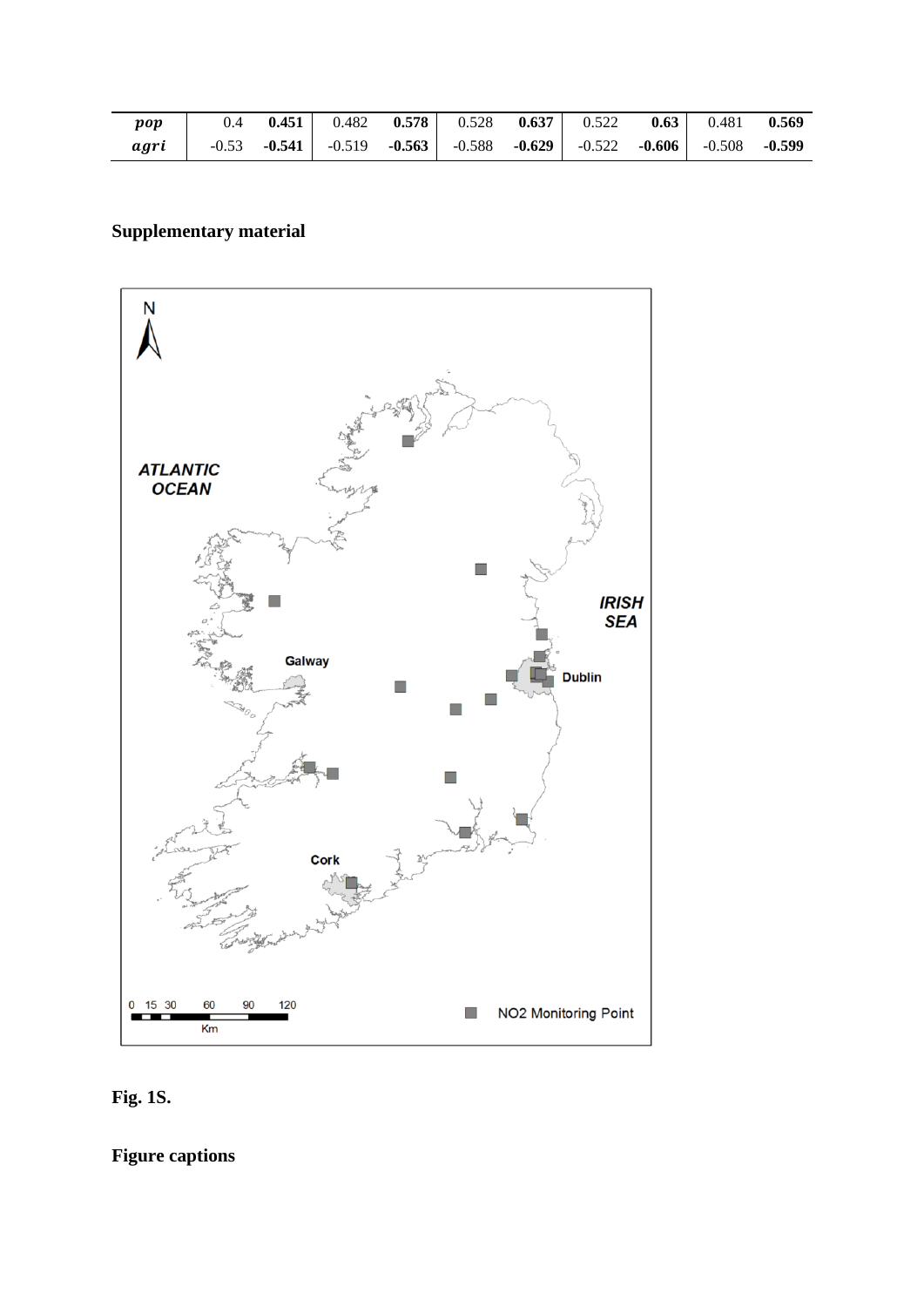| | | | | | | | | | | |
|---|---|---|---|---|---|---|---|---|---|---|
| $pop$ | 0.4 | **0.451** | 0.482 | **0.578** | 0.528 | **0.637** | 0.522 | **0.63** | 0.481 | **0.569** |
| $agri$ | -0.53 | **-0.541** | -0.519 | **-0.563** | -0.588 | **-0.629** | -0.522 | **-0.606** | -0.508 | **-0.599** |

## Supplementary material

N

ATLANTIC OCEAN

IRISH SEA

Galway

Dublin

Cork

0 15 30 60 90 120

Km

NO2 Monitoring Point

**Fig. 1S.**

## Figure captions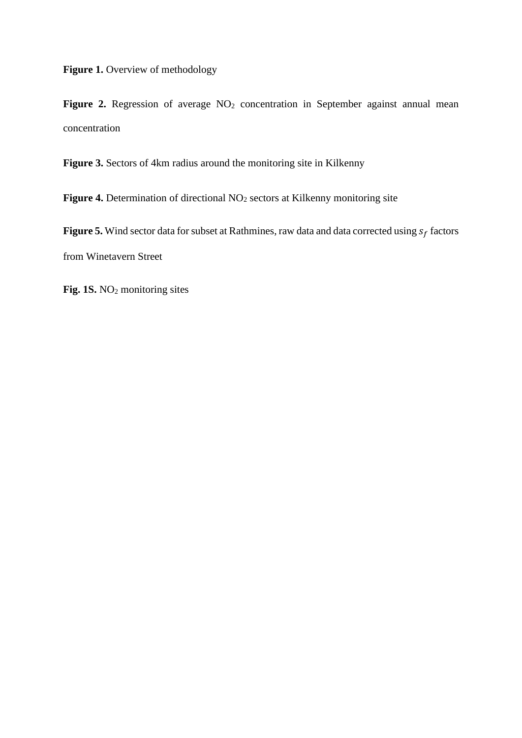**Figure 1.** Overview of methodology

**Figure 2.** Regression of average $NO_2$ concentration in September against annual mean concentration

**Figure 3.** Sectors of 4km radius around the monitoring site in Kilkenny

**Figure 4.** Determination of directional $NO_2$ sectors at Kilkenny monitoring site

**Figure 5.** Wind sector data for subset at Rathmines, raw data and data corrected using $s_f$ factors from Winetavern Street

**Fig. 1S.** $NO_2$ monitoring sites